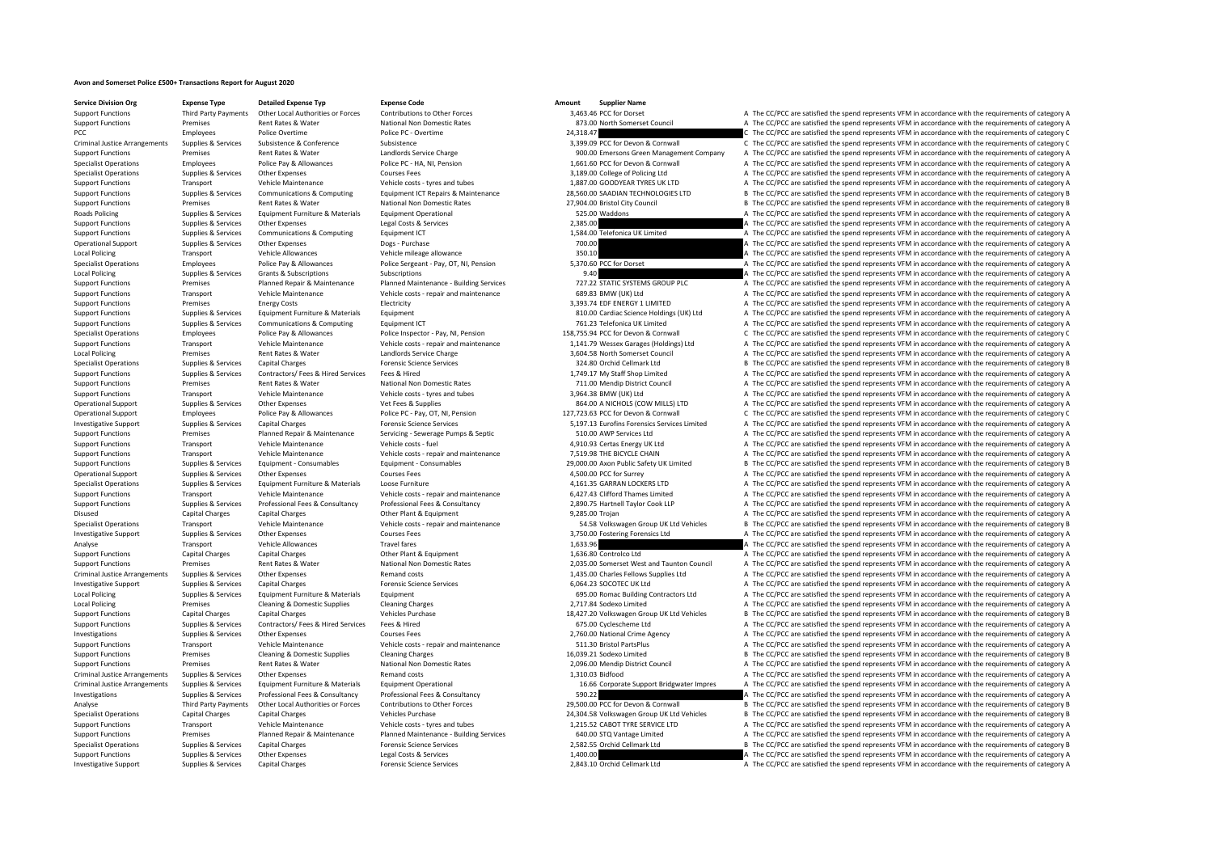# Avon and Somerset Police £500+ Transactions Report for August 2020

| Service Division Org | Expense Type | Detailed Expense Typ | Expense Code | Amount | Supplier Name | | |
|---|---|---|---|---|---|---|---|
| Support Functions | Third Party Payments | Other Local Authorities or Forces | Contributions to Other Forces | 3,463.46 | PCC for Dorset | A | The CC/PCC are satisfied the spend represents VFM in accordance with the requirements of category A |
| Support Functions | Premises | Rent Rates & Water | National Non Domestic Rates | 873.00 | North Somerset Council | A | The CC/PCC are satisfied the spend represents VFM in accordance with the requirements of category A |
| PCC | Employees | Police Overtime | Police PC - Overtime | 24,318.47 | | C | The CC/PCC are satisfied the spend represents VFM in accordance with the requirements of category C |
| Criminal Justice Arrangements | Supplies & Services | Subsistence & Conference | Subsistence | 3,399.09 | PCC for Devon & Cornwall | C | The CC/PCC are satisfied the spend represents VFM in accordance with the requirements of category C |
| Support Functions | Premises | Rent Rates & Water | Landlords Service Charge | 900.00 | Emersons Green Management Company | A | The CC/PCC are satisfied the spend represents VFM in accordance with the requirements of category A |
| Specialist Operations | Employees | Police Pay & Allowances | Police PC - HA, NI, Pension | 1,661.60 | PCC for Devon & Cornwall | A | The CC/PCC are satisfied the spend represents VFM in accordance with the requirements of category A |
| Specialist Operations | Supplies & Services | Other Expenses | Courses Fees | 3,189.00 | College of Policing Ltd | A | The CC/PCC are satisfied the spend represents VFM in accordance with the requirements of category A |
| Support Functions | Transport | Vehicle Maintenance | Vehicle costs - tyres and tubes | 1,887.00 | GOODYEAR TYRES UK LTD | A | The CC/PCC are satisfied the spend represents VFM in accordance with the requirements of category A |
| Support Functions | Supplies & Services | Communications & Computing | Equipment ICT Repairs & Maintenance | 28,560.00 | SAADIAN TECHNOLOGIES LTD | B | The CC/PCC are satisfied the spend represents VFM in accordance with the requirements of category B |
| Support Functions | Premises | Rent Rates & Water | National Non Domestic Rates | 27,904.00 | Bristol City Council | B | The CC/PCC are satisfied the spend represents VFM in accordance with the requirements of category B |
| Roads Policing | Supplies & Services | Equipment Furniture & Materials | Equipment Operational | 525.00 | Waddons | A | The CC/PCC are satisfied the spend represents VFM in accordance with the requirements of category A |
| Support Functions | Supplies & Services | Other Expenses | Legal Costs & Services | 2,385.00 | | A | The CC/PCC are satisfied the spend represents VFM in accordance with the requirements of category A |
| Support Functions | Supplies & Services | Communications & Computing | Equipment ICT | 1,584.00 | Telefonica UK Limited | A | The CC/PCC are satisfied the spend represents VFM in accordance with the requirements of category A |
| Operational Support | Supplies & Services | Other Expenses | Dogs - Purchase | 700.00 | | A | The CC/PCC are satisfied the spend represents VFM in accordance with the requirements of category A |
| Local Policing | Transport | Vehicle Allowances | Vehicle mileage allowance | 350.10 | | A | The CC/PCC are satisfied the spend represents VFM in accordance with the requirements of category A |
| Specialist Operations | Employees | Police Pay & Allowances | Police Sergeant - Pay, OT, NI, Pension | 5,370.60 | PCC for Dorset | A | The CC/PCC are satisfied the spend represents VFM in accordance with the requirements of category A |
| Local Policing | Supplies & Services | Grants & Subscriptions | Subscriptions | 9.40 | | A | The CC/PCC are satisfied the spend represents VFM in accordance with the requirements of category A |
| Support Functions | Premises | Planned Repair & Maintenance | Planned Maintenance - Building Services | 727.22 | STATIC SYSTEMS GROUP PLC | A | The CC/PCC are satisfied the spend represents VFM in accordance with the requirements of category A |
| Support Functions | Transport | Vehicle Maintenance | Vehicle costs - repair and maintenance | 689.83 | BMW (UK) Ltd | A | The CC/PCC are satisfied the spend represents VFM in accordance with the requirements of category A |
| Support Functions | Premises | Energy Costs | Electricity | 3,393.74 | EDF ENERGY 1 LIMITED | A | The CC/PCC are satisfied the spend represents VFM in accordance with the requirements of category A |
| Support Functions | Supplies & Services | Equipment Furniture & Materials | Equipment | 810.00 | Cardiac Science Holdings (UK) Ltd | A | The CC/PCC are satisfied the spend represents VFM in accordance with the requirements of category A |
| Support Functions | Supplies & Services | Communications & Computing | Equipment ICT | 761.23 | Telefonica UK Limited | A | The CC/PCC are satisfied the spend represents VFM in accordance with the requirements of category A |
| Specialist Operations | Employees | Police Pay & Allowances | Police Inspector - Pay, NI, Pension | 158,755.94 | PCC for Devon & Cornwall | C | The CC/PCC are satisfied the spend represents VFM in accordance with the requirements of category C |
| Support Functions | Transport | Vehicle Maintenance | Vehicle costs - repair and maintenance | 1,141.79 | Wessex Garages (Holdings) Ltd | A | The CC/PCC are satisfied the spend represents VFM in accordance with the requirements of category A |
| Local Policing | Premises | Rent Rates & Water | Landlords Service Charge | 3,604.58 | North Somerset Council | A | The CC/PCC are satisfied the spend represents VFM in accordance with the requirements of category A |
| Specialist Operations | Supplies & Services | Capital Charges | Forensic Science Services | 324.80 | Orchid Cellmark Ltd | B | The CC/PCC are satisfied the spend represents VFM in accordance with the requirements of category B |
| Support Functions | Supplies & Services | Contractors/ Fees & Hired Services | Fees & Hired | 1,749.17 | My Staff Shop Limited | A | The CC/PCC are satisfied the spend represents VFM in accordance with the requirements of category A |
| Support Functions | Premises | Rent Rates & Water | National Non Domestic Rates | 711.00 | Mendip District Council | A | The CC/PCC are satisfied the spend represents VFM in accordance with the requirements of category A |
| Support Functions | Transport | Vehicle Maintenance | Vehicle costs - tyres and tubes | 3,964.38 | BMW (UK) Ltd | A | The CC/PCC are satisfied the spend represents VFM in accordance with the requirements of category A |
| Operational Support | Supplies & Services | Other Expenses | Vet Fees & Supplies | 864.00 | A NICHOLS (COW MILLS) LTD | A | The CC/PCC are satisfied the spend represents VFM in accordance with the requirements of category A |
| Operational Support | Employees | Police Pay & Allowances | Police PC - Pay, OT, NI, Pension | 127,723.63 | PCC for Devon & Cornwall | C | The CC/PCC are satisfied the spend represents VFM in accordance with the requirements of category C |
| Investigative Support | Supplies & Services | Capital Charges | Forensic Science Services | 5,197.13 | Eurofins Forensics Services Limited | A | The CC/PCC are satisfied the spend represents VFM in accordance with the requirements of category A |
| Support Functions | Premises | Planned Repair & Maintenance | Servicing - Sewerage Pumps & Septic | 510.00 | AWP Services Ltd | A | The CC/PCC are satisfied the spend represents VFM in accordance with the requirements of category A |
| Support Functions | Transport | Vehicle Maintenance | Vehicle costs - fuel | 4,910.93 | Certas Energy UK Ltd | A | The CC/PCC are satisfied the spend represents VFM in accordance with the requirements of category A |
| Support Functions | Transport | Vehicle Maintenance | Vehicle costs - repair and maintenance | 7,519.98 | THE BICYCLE CHAIN | A | The CC/PCC are satisfied the spend represents VFM in accordance with the requirements of category A |
| Support Functions | Supplies & Services | Equipment - Consumables | Equipment - Consumables | 29,000.00 | Axon Public Safety UK Limited | B | The CC/PCC are satisfied the spend represents VFM in accordance with the requirements of category B |
| Operational Support | Supplies & Services | Other Expenses | Courses Fees | 4,500.00 | PCC for Surrey | A | The CC/PCC are satisfied the spend represents VFM in accordance with the requirements of category A |
| Specialist Operations | Supplies & Services | Equipment Furniture & Materials | Loose Furniture | 4,161.35 | GARRAN LOCKERS LTD | A | The CC/PCC are satisfied the spend represents VFM in accordance with the requirements of category A |
| Support Functions | Transport | Vehicle Maintenance | Vehicle costs - repair and maintenance | 6,427.43 | Clifford Thames Limited | A | The CC/PCC are satisfied the spend represents VFM in accordance with the requirements of category A |
| Support Functions | Supplies & Services | Professional Fees & Consultancy | Professional Fees & Consultancy | 2,890.75 | Hartnell Taylor Cook LLP | A | The CC/PCC are satisfied the spend represents VFM in accordance with the requirements of category A |
| Disused | Capital Charges | Capital Charges | Other Plant & Equipment | 9,285.00 | Trojan | A | The CC/PCC are satisfied the spend represents VFM in accordance with the requirements of category A |
| Specialist Operations | Transport | Vehicle Maintenance | Vehicle costs - repair and maintenance | 54.58 | Volkswagen Group UK Ltd Vehicles | B | The CC/PCC are satisfied the spend represents VFM in accordance with the requirements of category B |
| Investigative Support | Supplies & Services | Other Expenses | Courses Fees | 3,750.00 | Fostering Forensics Ltd | A | The CC/PCC are satisfied the spend represents VFM in accordance with the requirements of category A |
| Analyse | Transport | Vehicle Allowances | Travel fares | 1,633.96 | | A | The CC/PCC are satisfied the spend represents VFM in accordance with the requirements of category A |
| Support Functions | Capital Charges | Capital Charges | Other Plant & Equipment | 1,636.80 | Controlco Ltd | A | The CC/PCC are satisfied the spend represents VFM in accordance with the requirements of category A |
| Support Functions | Premises | Rent Rates & Water | National Non Domestic Rates | 2,035.00 | Somerset West and Taunton Council | A | The CC/PCC are satisfied the spend represents VFM in accordance with the requirements of category A |
| Criminal Justice Arrangements | Supplies & Services | Other Expenses | Remand costs | 1,435.00 | Charles Fellows Supplies Ltd | A | The CC/PCC are satisfied the spend represents VFM in accordance with the requirements of category A |
| Investigative Support | Supplies & Services | Capital Charges | Forensic Science Services | 6,064.23 | SOCOTEC UK Ltd | A | The CC/PCC are satisfied the spend represents VFM in accordance with the requirements of category A |
| Local Policing | Supplies & Services | Equipment Furniture & Materials | Equipment | 695.00 | Romac Building Contractors Ltd | A | The CC/PCC are satisfied the spend represents VFM in accordance with the requirements of category A |
| Local Policing | Premises | Cleaning & Domestic Supplies | Cleaning Charges | 2,717.84 | Sodexo Limited | A | The CC/PCC are satisfied the spend represents VFM in accordance with the requirements of category A |
| Support Functions | Capital Charges | Capital Charges | Vehicles Purchase | 18,427.20 | Volkswagen Group UK Ltd Vehicles | B | The CC/PCC are satisfied the spend represents VFM in accordance with the requirements of category B |
| Support Functions | Supplies & Services | Contractors/ Fees & Hired Services | Fees & Hired | 675.00 | Cyclescheme Ltd | A | The CC/PCC are satisfied the spend represents VFM in accordance with the requirements of category A |
| Investigations | Supplies & Services | Other Expenses | Courses Fees | 2,760.00 | National Crime Agency | A | The CC/PCC are satisfied the spend represents VFM in accordance with the requirements of category A |
| Support Functions | Transport | Vehicle Maintenance | Vehicle costs - repair and maintenance | 511.30 | Bristol PartsPlus | A | The CC/PCC are satisfied the spend represents VFM in accordance with the requirements of category A |
| Support Functions | Premises | Cleaning & Domestic Supplies | Cleaning Charges | 16,039.21 | Sodexo Limited | B | The CC/PCC are satisfied the spend represents VFM in accordance with the requirements of category B |
| Support Functions | Premises | Rent Rates & Water | National Non Domestic Rates | 2,096.00 | Mendip District Council | A | The CC/PCC are satisfied the spend represents VFM in accordance with the requirements of category A |
| Criminal Justice Arrangements | Supplies & Services | Other Expenses | Remand costs | 1,310.03 | Bidfood | A | The CC/PCC are satisfied the spend represents VFM in accordance with the requirements of category A |
| Criminal Justice Arrangements | Supplies & Services | Equipment Furniture & Materials | Equipment Operational | 16.66 | Corporate Support Bridgwater Impres | A | The CC/PCC are satisfied the spend represents VFM in accordance with the requirements of category A |
| Investigations | Supplies & Services | Professional Fees & Consultancy | Professional Fees & Consultancy | 590.22 | | A | The CC/PCC are satisfied the spend represents VFM in accordance with the requirements of category A |
| Analyse | Third Party Payments | Other Local Authorities or Forces | Contributions to Other Forces | 29,500.00 | PCC for Devon & Cornwall | B | The CC/PCC are satisfied the spend represents VFM in accordance with the requirements of category B |
| Specialist Operations | Capital Charges | Capital Charges | Vehicles Purchase | 24,304.58 | Volkswagen Group UK Ltd Vehicles | B | The CC/PCC are satisfied the spend represents VFM in accordance with the requirements of category B |
| Support Functions | Transport | Vehicle Maintenance | Vehicle costs - tyres and tubes | 1,215.52 | CABOT TYRE SERVICE LTD | A | The CC/PCC are satisfied the spend represents VFM in accordance with the requirements of category A |
| Support Functions | Premises | Planned Repair & Maintenance | Planned Maintenance - Building Services | 640.00 | STQ Vantage Limited | A | The CC/PCC are satisfied the spend represents VFM in accordance with the requirements of category A |
| Specialist Operations | Supplies & Services | Capital Charges | Forensic Science Services | 2,582.55 | Orchid Cellmark Ltd | B | The CC/PCC are satisfied the spend represents VFM in accordance with the requirements of category B |
| Support Functions | Supplies & Services | Other Expenses | Legal Costs & Services | 1,400.00 | | A | The CC/PCC are satisfied the spend represents VFM in accordance with the requirements of category A |
| Investigative Support | Supplies & Services | Capital Charges | Forensic Science Services | 2,843.10 | Orchid Cellmark Ltd | A | The CC/PCC are satisfied the spend represents VFM in accordance with the requirements of category A |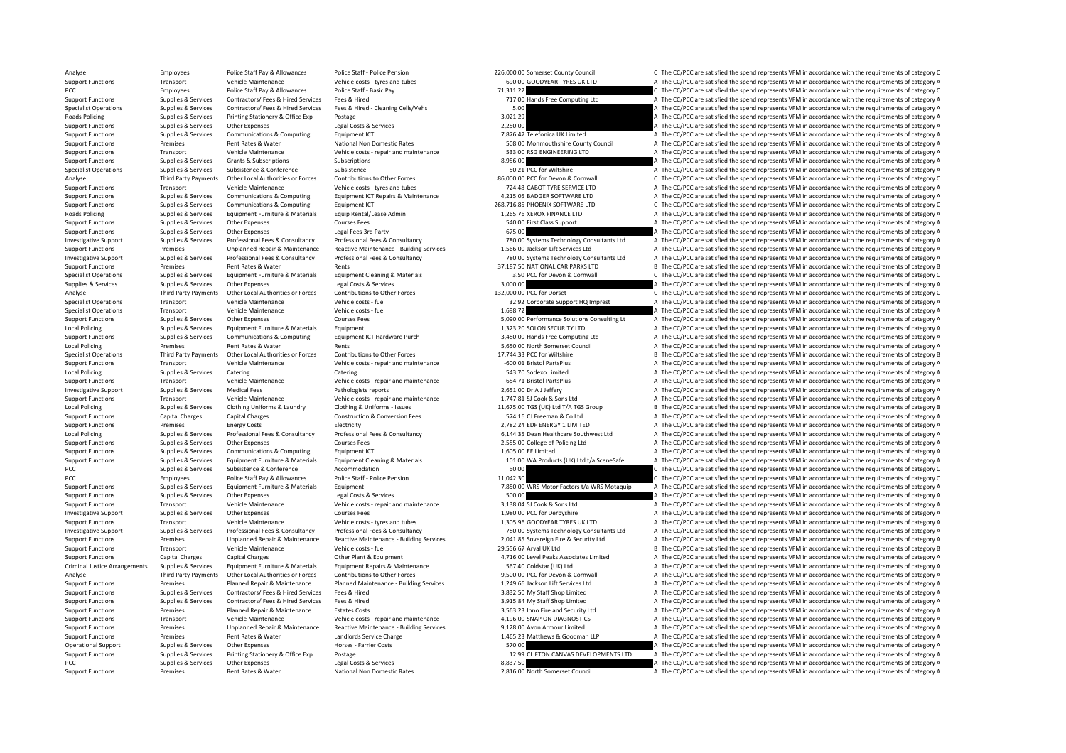| | | | | | | |
|---|---|---|---|---|---|---|
| Analyse | Employees | Police Staff Pay & Allowances | Police Staff - Police Pension | 226,000.00 Somerset County Council | C | The CC/PCC are satisfied the spend represents VFM in accordance with the requirements of category C |
| Support Functions | Transport | Vehicle Maintenance | Vehicle costs - tyres and tubes | 690.00 GOODYEAR TYRES UK LTD | A | The CC/PCC are satisfied the spend represents VFM in accordance with the requirements of category A |
| PCC | Employees | Police Staff Pay & Allowances | Police Staff - Basic Pay | 71,311.22 | C | The CC/PCC are satisfied the spend represents VFM in accordance with the requirements of category C |
| Support Functions | Supplies & Services | Contractors/ Fees & Hired Services | Fees & Hired | 717.00 Hands Free Computing Ltd | A | The CC/PCC are satisfied the spend represents VFM in accordance with the requirements of category A |
| Specialist Operations | Supplies & Services | Contractors/ Fees & Hired Services | Fees & Hired - Cleaning Cells/Vehs | 5.00 | A | The CC/PCC are satisfied the spend represents VFM in accordance with the requirements of category A |
| Roads Policing | Supplies & Services | Printing Stationery & Office Exp | Postage | 3,021.29 | A | The CC/PCC are satisfied the spend represents VFM in accordance with the requirements of category A |
| Support Functions | Supplies & Services | Other Expenses | Legal Costs & Services | 2,250.00 | A | The CC/PCC are satisfied the spend represents VFM in accordance with the requirements of category A |
| Support Functions | Supplies & Services | Communications & Computing | Equipment ICT | 7,876.47 Telefonica UK Limited | A | The CC/PCC are satisfied the spend represents VFM in accordance with the requirements of category A |
| Support Functions | Premises | Rent Rates & Water | National Non Domestic Rates | 508.00 Monmouthshire County Council | A | The CC/PCC are satisfied the spend represents VFM in accordance with the requirements of category A |
| Support Functions | Transport | Vehicle Maintenance | Vehicle costs - repair and maintenance | 533.00 RSG ENGINEERING LTD | A | The CC/PCC are satisfied the spend represents VFM in accordance with the requirements of category A |
| Support Functions | Supplies & Services | Grants & Subscriptions | Subscriptions | 8,956.00 | A | The CC/PCC are satisfied the spend represents VFM in accordance with the requirements of category A |
| Specialist Operations | Supplies & Services | Subsistence & Conference | Subsistence | 50.21 PCC for Wiltshire | A | The CC/PCC are satisfied the spend represents VFM in accordance with the requirements of category A |
| Analyse | Third Party Payments | Other Local Authorities or Forces | Contributions to Other Forces | 86,000.00 PCC for Devon & Cornwall | C | The CC/PCC are satisfied the spend represents VFM in accordance with the requirements of category C |
| Support Functions | Transport | Vehicle Maintenance | Vehicle costs - tyres and tubes | 724.48 CABOT TYRE SERVICE LTD | A | The CC/PCC are satisfied the spend represents VFM in accordance with the requirements of category A |
| Support Functions | Supplies & Services | Communications & Computing | Equipment ICT Repairs & Maintenance | 4,215.05 BADGER SOFTWARE LTD | A | The CC/PCC are satisfied the spend represents VFM in accordance with the requirements of category A |
| Support Functions | Supplies & Services | Communications & Computing | Equipment ICT | 268,716.85 PHOENIX SOFTWARE LTD | C | The CC/PCC are satisfied the spend represents VFM in accordance with the requirements of category C |
| Roads Policing | Supplies & Services | Equipment Furniture & Materials | Equip Rental/Lease Admin | 1,265.76 XEROX FINANCE LTD | A | The CC/PCC are satisfied the spend represents VFM in accordance with the requirements of category A |
| Support Functions | Supplies & Services | Other Expenses | Courses Fees | 540.00 First Class Support | A | The CC/PCC are satisfied the spend represents VFM in accordance with the requirements of category A |
| Support Functions | Supplies & Services | Other Expenses | Legal Fees 3rd Party | 675.00 | A | The CC/PCC are satisfied the spend represents VFM in accordance with the requirements of category A |
| Investigative Support | Supplies & Services | Professional Fees & Consultancy | Professional Fees & Consultancy | 780.00 Systems Technology Consultants Ltd | A | The CC/PCC are satisfied the spend represents VFM in accordance with the requirements of category A |
| Support Functions | Premises | Unplanned Repair & Maintenance | Reactive Maintenance - Building Services | 1,566.00 Jackson Lift Services Ltd | A | The CC/PCC are satisfied the spend represents VFM in accordance with the requirements of category A |
| Investigative Support | Supplies & Services | Professional Fees & Consultancy | Professional Fees & Consultancy | 780.00 Systems Technology Consultants Ltd | A | The CC/PCC are satisfied the spend represents VFM in accordance with the requirements of category A |
| Support Functions | Premises | Rent Rates & Water | Rents | 37,187.50 NATIONAL CAR PARKS LTD | B | The CC/PCC are satisfied the spend represents VFM in accordance with the requirements of category B |
| Specialist Operations | Supplies & Services | Equipment Furniture & Materials | Equipment Cleaning & Materials | 3.50 PCC for Devon & Cornwall | C | The CC/PCC are satisfied the spend represents VFM in accordance with the requirements of category C |
| Supplies & Services | Supplies & Services | Other Expenses | Legal Costs & Services | 3,000.00 | A | The CC/PCC are satisfied the spend represents VFM in accordance with the requirements of category A |
| Analyse | Third Party Payments | Other Local Authorities or Forces | Contributions to Other Forces | 132,000.00 PCC for Dorset | C | The CC/PCC are satisfied the spend represents VFM in accordance with the requirements of category C |
| Specialist Operations | Transport | Vehicle Maintenance | Vehicle costs - fuel | 32.92 Corporate Support HQ Imprest | A | The CC/PCC are satisfied the spend represents VFM in accordance with the requirements of category A |
| Specialist Operations | Transport | Vehicle Maintenance | Vehicle costs - fuel | 1,698.72 | A | The CC/PCC are satisfied the spend represents VFM in accordance with the requirements of category A |
| Support Functions | Supplies & Services | Other Expenses | Courses Fees | 5,090.00 Performance Solutions Consulting Lt | A | The CC/PCC are satisfied the spend represents VFM in accordance with the requirements of category A |
| Local Policing | Supplies & Services | Equipment Furniture & Materials | Equipment | 1,323.20 SOLON SECURITY LTD | A | The CC/PCC are satisfied the spend represents VFM in accordance with the requirements of category A |
| Support Functions | Supplies & Services | Communications & Computing | Equipment ICT Hardware Purch | 3,480.00 Hands Free Computing Ltd | A | The CC/PCC are satisfied the spend represents VFM in accordance with the requirements of category A |
| Local Policing | Premises | Rent Rates & Water | Rents | 5,650.00 North Somerset Council | A | The CC/PCC are satisfied the spend represents VFM in accordance with the requirements of category A |
| Specialist Operations | Third Party Payments | Other Local Authorities or Forces | Contributions to Other Forces | 17,744.33 PCC for Wiltshire | B | The CC/PCC are satisfied the spend represents VFM in accordance with the requirements of category B |
| Support Functions | Transport | Vehicle Maintenance | Vehicle costs - repair and maintenance | -600.01 Bristol PartsPlus | A | The CC/PCC are satisfied the spend represents VFM in accordance with the requirements of category A |
| Local Policing | Supplies & Services | Catering | Catering | 543.70 Sodexo Limited | A | The CC/PCC are satisfied the spend represents VFM in accordance with the requirements of category A |
| Support Functions | Transport | Vehicle Maintenance | Vehicle costs - repair and maintenance | -654.71 Bristol PartsPlus | A | The CC/PCC are satisfied the spend represents VFM in accordance with the requirements of category A |
| Investigative Support | Supplies & Services | Medical Fees | Pathologists reports | 2,651.00 Dr A J Jeffery | A | The CC/PCC are satisfied the spend represents VFM in accordance with the requirements of category A |
| Support Functions | Transport | Vehicle Maintenance | Vehicle costs - repair and maintenance | 1,747.81 SJ Cook & Sons Ltd | A | The CC/PCC are satisfied the spend represents VFM in accordance with the requirements of category A |
| Local Policing | Supplies & Services | Clothing Uniforms & Laundry | Clothing & Uniforms - Issues | 11,675.00 TGS (UK) Ltd T/A TGS Group | B | The CC/PCC are satisfied the spend represents VFM in accordance with the requirements of category B |
| Support Functions | Capital Charges | Capital Charges | Construction & Conversion Fees | 574.16 CJ Freeman & Co Ltd | A | The CC/PCC are satisfied the spend represents VFM in accordance with the requirements of category A |
| Support Functions | Premises | Energy Costs | Electricity | 2,782.24 EDF ENERGY 1 LIMITED | A | The CC/PCC are satisfied the spend represents VFM in accordance with the requirements of category A |
| Local Policing | Supplies & Services | Professional Fees & Consultancy | Professional Fees & Consultancy | 6,144.35 Dean Healthcare Southwest Ltd | A | The CC/PCC are satisfied the spend represents VFM in accordance with the requirements of category A |
| Support Functions | Supplies & Services | Other Expenses | Courses Fees | 2,555.00 College of Policing Ltd | A | The CC/PCC are satisfied the spend represents VFM in accordance with the requirements of category A |
| Support Functions | Supplies & Services | Communications & Computing | Equipment ICT | 1,605.00 EE Limited | A | The CC/PCC are satisfied the spend represents VFM in accordance with the requirements of category A |
| Support Functions | Supplies & Services | Equipment Furniture & Materials | Equipment Cleaning & Materials | 101.00 WA Products (UK) Ltd t/a SceneSafe | A | The CC/PCC are satisfied the spend represents VFM in accordance with the requirements of category A |
| PCC | Supplies & Services | Subsistence & Conference | Accommodation | 60.00 | C | The CC/PCC are satisfied the spend represents VFM in accordance with the requirements of category C |
| PCC | Employees | Police Staff Pay & Allowances | Police Staff - Police Pension | 11,042.30 | C | The CC/PCC are satisfied the spend represents VFM in accordance with the requirements of category C |
| Support Functions | Supplies & Services | Equipment Furniture & Materials | Equipment | 7,850.00 WRS Motor Factors t/a WRS Motaquip | A | The CC/PCC are satisfied the spend represents VFM in accordance with the requirements of category A |
| Support Functions | Supplies & Services | Other Expenses | Legal Costs & Services | 500.00 | A | The CC/PCC are satisfied the spend represents VFM in accordance with the requirements of category A |
| Support Functions | Transport | Vehicle Maintenance | Vehicle costs - repair and maintenance | 3,138.04 SJ Cook & Sons Ltd | A | The CC/PCC are satisfied the spend represents VFM in accordance with the requirements of category A |
| Investigative Support | Supplies & Services | Other Expenses | Courses Fees | 1,980.00 PCC for Derbyshire | A | The CC/PCC are satisfied the spend represents VFM in accordance with the requirements of category A |
| Support Functions | Transport | Vehicle Maintenance | Vehicle costs - tyres and tubes | 1,305.96 GOODYEAR TYRES UK LTD | A | The CC/PCC are satisfied the spend represents VFM in accordance with the requirements of category A |
| Investigative Support | Supplies & Services | Professional Fees & Consultancy | Professional Fees & Consultancy | 780.00 Systems Technology Consultants Ltd | A | The CC/PCC are satisfied the spend represents VFM in accordance with the requirements of category A |
| Support Functions | Premises | Unplanned Repair & Maintenance | Reactive Maintenance - Building Services | 2,041.85 Sovereign Fire & Security Ltd | A | The CC/PCC are satisfied the spend represents VFM in accordance with the requirements of category A |
| Support Functions | Transport | Vehicle Maintenance | Vehicle costs - fuel | 29,556.67 Arval UK Ltd | B | The CC/PCC are satisfied the spend represents VFM in accordance with the requirements of category B |
| Support Functions | Capital Charges | Capital Charges | Other Plant & Equipment | 4,716.00 Level Peaks Associates Limited | A | The CC/PCC are satisfied the spend represents VFM in accordance with the requirements of category A |
| Criminal Justice Arrangements | Supplies & Services | Equipment Furniture & Materials | Equipment Repairs & Maintenance | 567.40 Coldstar (UK) Ltd | A | The CC/PCC are satisfied the spend represents VFM in accordance with the requirements of category A |
| Analyse | Third Party Payments | Other Local Authorities or Forces | Contributions to Other Forces | 9,500.00 PCC for Devon & Cornwall | A | The CC/PCC are satisfied the spend represents VFM in accordance with the requirements of category A |
| Support Functions | Premises | Planned Repair & Maintenance | Planned Maintenance - Building Services | 1,249.66 Jackson Lift Services Ltd | A | The CC/PCC are satisfied the spend represents VFM in accordance with the requirements of category A |
| Support Functions | Supplies & Services | Contractors/ Fees & Hired Services | Fees & Hired | 3,832.50 My Staff Shop Limited | A | The CC/PCC are satisfied the spend represents VFM in accordance with the requirements of category A |
| Support Functions | Supplies & Services | Contractors/ Fees & Hired Services | Fees & Hired | 3,915.84 My Staff Shop Limited | A | The CC/PCC are satisfied the spend represents VFM in accordance with the requirements of category A |
| Support Functions | Premises | Planned Repair & Maintenance | Estates Costs | 3,563.23 Inno Fire and Security Ltd | A | The CC/PCC are satisfied the spend represents VFM in accordance with the requirements of category A |
| Support Functions | Transport | Vehicle Maintenance | Vehicle costs - repair and maintenance | 4,196.00 SNAP ON DIAGNOSTICS | A | The CC/PCC are satisfied the spend represents VFM in accordance with the requirements of category A |
| Support Functions | Premises | Unplanned Repair & Maintenance | Reactive Maintenance - Building Services | 9,128.00 Avon Armour Limited | A | The CC/PCC are satisfied the spend represents VFM in accordance with the requirements of category A |
| Support Functions | Premises | Rent Rates & Water | Landlords Service Charge | 1,465.23 Matthews & Goodman LLP | A | The CC/PCC are satisfied the spend represents VFM in accordance with the requirements of category A |
| Operational Support | Supplies & Services | Other Expenses | Horses - Farrier Costs | 570.00 | A | The CC/PCC are satisfied the spend represents VFM in accordance with the requirements of category A |
| Support Functions | Supplies & Services | Printing Stationery & Office Exp | Postage | 12.99 CLIFTON CANVAS DEVELOPMENTS LTD | A | The CC/PCC are satisfied the spend represents VFM in accordance with the requirements of category A |
| PCC | Supplies & Services | Other Expenses | Legal Costs & Services | 8,837.50 | A | The CC/PCC are satisfied the spend represents VFM in accordance with the requirements of category A |
| Support Functions | Premises | Rent Rates & Water | National Non Domestic Rates | 2,816.00 North Somerset Council | A | The CC/PCC are satisfied the spend represents VFM in accordance with the requirements of category A |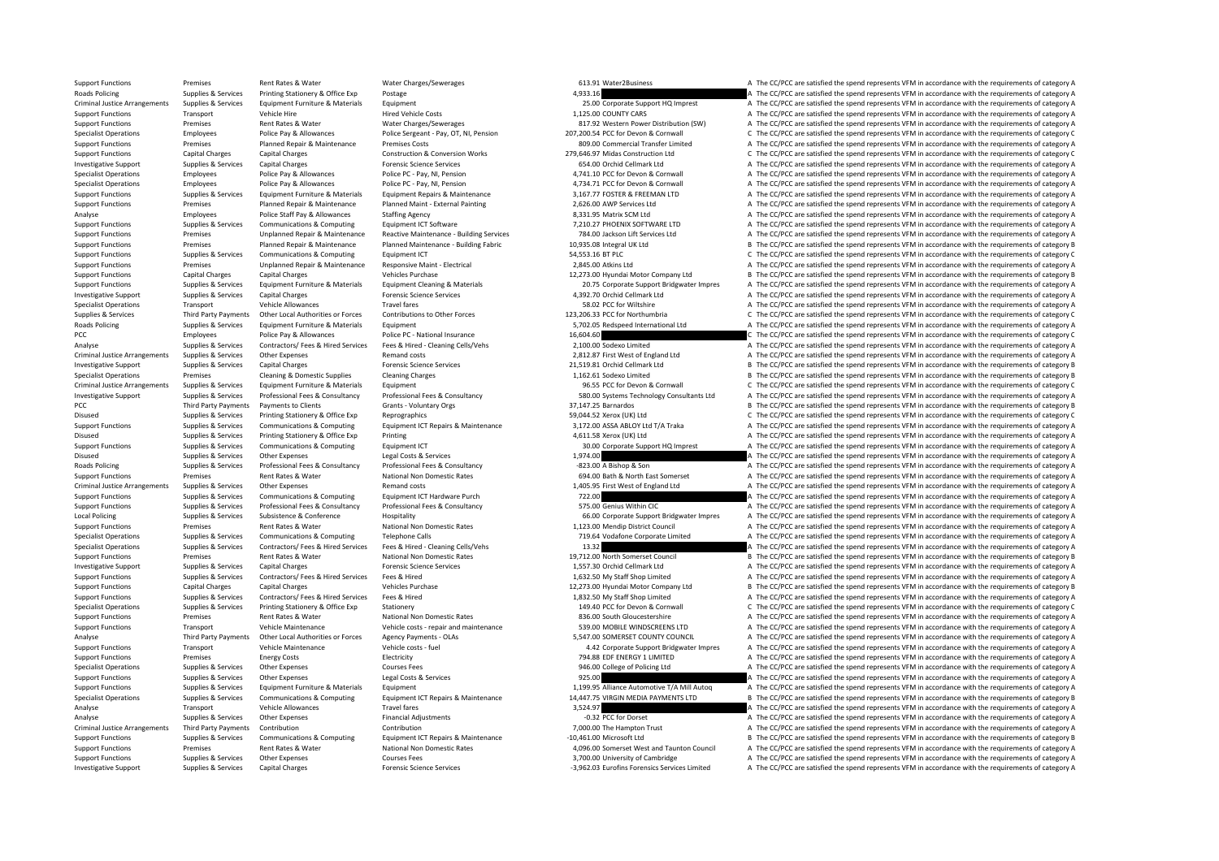| | | | | | | |
|---|---|---|---|---|---|---|
| Support Functions | Premises | Rent Rates & Water | Water Charges/Sewerages | 613.91 | Water2Business | A The CC/PCC are satisfied the spend represents VFM in accordance with the requirements of category A |
| Roads Policing | Supplies & Services | Printing Stationery & Office Exp | Postage | 4,933.16 | | A The CC/PCC are satisfied the spend represents VFM in accordance with the requirements of category A |
| Criminal Justice Arrangements | Supplies & Services | Equipment Furniture & Materials | Equipment | 25.00 | Corporate Support HQ Imprest | A The CC/PCC are satisfied the spend represents VFM in accordance with the requirements of category A |
| Support Functions | Transport | Vehicle Hire | Hired Vehicle Costs | 1,125.00 | COUNTY CARS | A The CC/PCC are satisfied the spend represents VFM in accordance with the requirements of category A |
| Support Functions | Premises | Rent Rates & Water | Water Charges/Sewerages | 817.92 | Western Power Distribution (SW) | A The CC/PCC are satisfied the spend represents VFM in accordance with the requirements of category A |
| Specialist Operations | Employees | Police Pay & Allowances | Police Sergeant - Pay, OT, NI, Pension | 207,200.54 | PCC for Devon & Cornwall | C The CC/PCC are satisfied the spend represents VFM in accordance with the requirements of category C |
| Support Functions | Premises | Planned Repair & Maintenance | Premises Costs | 809.00 | Commercial Transfer Limited | A The CC/PCC are satisfied the spend represents VFM in accordance with the requirements of category A |
| Support Functions | Capital Charges | Capital Charges | Construction & Conversion Works | 279,646.97 | Midas Construction Ltd | C The CC/PCC are satisfied the spend represents VFM in accordance with the requirements of category C |
| Investigative Support | Supplies & Services | Capital Charges | Forensic Science Services | 654.00 | Orchid Cellmark Ltd | A The CC/PCC are satisfied the spend represents VFM in accordance with the requirements of category A |
| Specialist Operations | Employees | Police Pay & Allowances | Police PC - Pay, NI, Pension | 4,741.10 | PCC for Devon & Cornwall | A The CC/PCC are satisfied the spend represents VFM in accordance with the requirements of category A |
| Specialist Operations | Employees | Police Pay & Allowances | Police PC - Pay, NI, Pension | 4,734.71 | PCC for Devon & Cornwall | A The CC/PCC are satisfied the spend represents VFM in accordance with the requirements of category A |
| Support Functions | Supplies & Services | Equipment Furniture & Materials | Equipment Repairs & Maintenance | 3,167.77 | FOSTER & FREEMAN LTD | A The CC/PCC are satisfied the spend represents VFM in accordance with the requirements of category A |
| Support Functions | Premises | Planned Repair & Maintenance | Planned Maint - External Painting | 2,626.00 | AWP Services Ltd | A The CC/PCC are satisfied the spend represents VFM in accordance with the requirements of category A |
| Analyse | Employees | Police Staff Pay & Allowances | Staffing Agency | 8,331.95 | Matrix SCM Ltd | A The CC/PCC are satisfied the spend represents VFM in accordance with the requirements of category A |
| Support Functions | Supplies & Services | Communications & Computing | Equipment ICT Software | 7,210.27 | PHOENIX SOFTWARE LTD | A The CC/PCC are satisfied the spend represents VFM in accordance with the requirements of category A |
| Support Functions | Premises | Unplanned Repair & Maintenance | Reactive Maintenance - Building Services | 784.00 | Jackson Lift Services Ltd | A The CC/PCC are satisfied the spend represents VFM in accordance with the requirements of category A |
| Support Functions | Premises | Planned Repair & Maintenance | Planned Maintenance - Building Fabric | 10,935.08 | Integral UK Ltd | B The CC/PCC are satisfied the spend represents VFM in accordance with the requirements of category B |
| Support Functions | Supplies & Services | Communications & Computing | Equipment ICT | 54,553.16 | BT PLC | C The CC/PCC are satisfied the spend represents VFM in accordance with the requirements of category C |
| Support Functions | Premises | Unplanned Repair & Maintenance | Responsive Maint - Electrical | 2,845.00 | Atkins Ltd | A The CC/PCC are satisfied the spend represents VFM in accordance with the requirements of category A |
| Support Functions | Capital Charges | Capital Charges | Vehicles Purchase | 12,273.00 | Hyundai Motor Company Ltd | B The CC/PCC are satisfied the spend represents VFM in accordance with the requirements of category B |
| Support Functions | Supplies & Services | Equipment Furniture & Materials | Equipment Cleaning & Materials | 20.75 | Corporate Support Bridgwater Impres | A The CC/PCC are satisfied the spend represents VFM in accordance with the requirements of category A |
| Investigative Support | Supplies & Services | Capital Charges | Forensic Science Services | 4,392.70 | Orchid Cellmark Ltd | A The CC/PCC are satisfied the spend represents VFM in accordance with the requirements of category A |
| Specialist Operations | Transport | Vehicle Allowances | Travel fares | 58.02 | PCC for Wiltshire | A The CC/PCC are satisfied the spend represents VFM in accordance with the requirements of category A |
| Supplies & Services | Third Party Payments | Other Local Authorities or Forces | Contributions to Other Forces | 123,206.33 | PCC for Northumbria | C The CC/PCC are satisfied the spend represents VFM in accordance with the requirements of category C |
| Roads Policing | Supplies & Services | Equipment Furniture & Materials | Equipment | 5,702.05 | Redspeed International Ltd | A The CC/PCC are satisfied the spend represents VFM in accordance with the requirements of category A |
| PCC | Employees | Police Pay & Allowances | Police PC - National Insurance | 16,604.60 | | C The CC/PCC are satisfied the spend represents VFM in accordance with the requirements of category C |
| Analyse | Supplies & Services | Contractors/ Fees & Hired Services | Fees & Hired - Cleaning Cells/Vehs | 2,100.00 | Sodexo Limited | A The CC/PCC are satisfied the spend represents VFM in accordance with the requirements of category A |
| Criminal Justice Arrangements | Supplies & Services | Other Expenses | Remand costs | 2,812.87 | First West of England Ltd | A The CC/PCC are satisfied the spend represents VFM in accordance with the requirements of category A |
| Investigative Support | Supplies & Services | Capital Charges | Forensic Science Services | 21,519.81 | Orchid Cellmark Ltd | B The CC/PCC are satisfied the spend represents VFM in accordance with the requirements of category B |
| Specialist Operations | Premises | Cleaning & Domestic Supplies | Cleaning Charges | 1,162.61 | Sodexo Limited | B The CC/PCC are satisfied the spend represents VFM in accordance with the requirements of category B |
| Criminal Justice Arrangements | Supplies & Services | Equipment Furniture & Materials | Equipment | 96.55 | PCC for Devon & Cornwall | C The CC/PCC are satisfied the spend represents VFM in accordance with the requirements of category C |
| Investigative Support | Supplies & Services | Professional Fees & Consultancy | Professional Fees & Consultancy | 580.00 | Systems Technology Consultants Ltd | A The CC/PCC are satisfied the spend represents VFM in accordance with the requirements of category A |
| PCC | Third Party Payments | Payments to Clients | Grants - Voluntary Orgs | 37,147.25 | Barnardos | B The CC/PCC are satisfied the spend represents VFM in accordance with the requirements of category B |
| Disused | Supplies & Services | Printing Stationery & Office Exp | Reprographics | 59,044.52 | Xerox (UK) Ltd | C The CC/PCC are satisfied the spend represents VFM in accordance with the requirements of category C |
| Support Functions | Supplies & Services | Communications & Computing | Equipment ICT Repairs & Maintenance | 3,172.00 | ASSA ABLOY Ltd T/A Traka | A The CC/PCC are satisfied the spend represents VFM in accordance with the requirements of category A |
| Disused | Supplies & Services | Printing Stationery & Office Exp | Printing | 4,611.58 | Xerox (UK) Ltd | A The CC/PCC are satisfied the spend represents VFM in accordance with the requirements of category A |
| Support Functions | Supplies & Services | Communications & Computing | Equipment ICT | 30.00 | Corporate Support HQ Imprest | A The CC/PCC are satisfied the spend represents VFM in accordance with the requirements of category A |
| Disused | Supplies & Services | Other Expenses | Legal Costs & Services | 1,974.00 | | A The CC/PCC are satisfied the spend represents VFM in accordance with the requirements of category A |
| Roads Policing | Supplies & Services | Professional Fees & Consultancy | Professional Fees & Consultancy | -823.00 | A Bishop & Son | A The CC/PCC are satisfied the spend represents VFM in accordance with the requirements of category A |
| Support Functions | Premises | Rent Rates & Water | National Non Domestic Rates | 694.00 | Bath & North East Somerset | A The CC/PCC are satisfied the spend represents VFM in accordance with the requirements of category A |
| Criminal Justice Arrangements | Supplies & Services | Other Expenses | Remand costs | 1,405.95 | First West of England Ltd | A The CC/PCC are satisfied the spend represents VFM in accordance with the requirements of category A |
| Support Functions | Supplies & Services | Communications & Computing | Equipment ICT Hardware Purch | 722.00 | | A The CC/PCC are satisfied the spend represents VFM in accordance with the requirements of category A |
| Support Functions | Supplies & Services | Professional Fees & Consultancy | Professional Fees & Consultancy | 575.00 | Genius Within CIC | A The CC/PCC are satisfied the spend represents VFM in accordance with the requirements of category A |
| Local Policing | Supplies & Services | Subsistence & Conference | Hospitality | 66.00 | Corporate Support Bridgwater Impres | A The CC/PCC are satisfied the spend represents VFM in accordance with the requirements of category A |
| Support Functions | Premises | Rent Rates & Water | National Non Domestic Rates | 1,123.00 | Mendip District Council | A The CC/PCC are satisfied the spend represents VFM in accordance with the requirements of category A |
| Specialist Operations | Supplies & Services | Communications & Computing | Telephone Calls | 719.64 | Vodafone Corporate Limited | A The CC/PCC are satisfied the spend represents VFM in accordance with the requirements of category A |
| Specialist Operations | Supplies & Services | Contractors/ Fees & Hired Services | Fees & Hired - Cleaning Cells/Vehs | 13.32 | | A The CC/PCC are satisfied the spend represents VFM in accordance with the requirements of category A |
| Support Functions | Premises | Rent Rates & Water | National Non Domestic Rates | 19,712.00 | North Somerset Council | B The CC/PCC are satisfied the spend represents VFM in accordance with the requirements of category B |
| Investigative Support | Supplies & Services | Capital Charges | Forensic Science Services | 1,557.30 | Orchid Cellmark Ltd | A The CC/PCC are satisfied the spend represents VFM in accordance with the requirements of category A |
| Support Functions | Supplies & Services | Contractors/ Fees & Hired Services | Fees & Hired | 1,632.50 | My Staff Shop Limited | A The CC/PCC are satisfied the spend represents VFM in accordance with the requirements of category A |
| Support Functions | Capital Charges | Capital Charges | Vehicles Purchase | 12,273.00 | Hyundai Motor Company Ltd | B The CC/PCC are satisfied the spend represents VFM in accordance with the requirements of category B |
| Support Functions | Supplies & Services | Contractors/ Fees & Hired Services | Fees & Hired | 1,832.50 | My Staff Shop Limited | A The CC/PCC are satisfied the spend represents VFM in accordance with the requirements of category A |
| Specialist Operations | Supplies & Services | Printing Stationery & Office Exp | Stationery | 149.40 | PCC for Devon & Cornwall | C The CC/PCC are satisfied the spend represents VFM in accordance with the requirements of category C |
| Support Functions | Premises | Rent Rates & Water | National Non Domestic Rates | 836.00 | South Gloucestershire | A The CC/PCC are satisfied the spend represents VFM in accordance with the requirements of category A |
| Support Functions | Transport | Vehicle Maintenance | Vehicle costs - repair and maintenance | 539.00 | MOBILE WINDSCREENS LTD | A The CC/PCC are satisfied the spend represents VFM in accordance with the requirements of category A |
| Analyse | Third Party Payments | Other Local Authorities or Forces | Agency Payments - OLAs | 5,547.00 | SOMERSET COUNTY COUNCIL | A The CC/PCC are satisfied the spend represents VFM in accordance with the requirements of category A |
| Support Functions | Transport | Vehicle Maintenance | Vehicle costs - fuel | 4.42 | Corporate Support Bridgwater Impres | A The CC/PCC are satisfied the spend represents VFM in accordance with the requirements of category A |
| Support Functions | Premises | Energy Costs | Electricity | 794.88 | EDF ENERGY 1 LIMITED | A The CC/PCC are satisfied the spend represents VFM in accordance with the requirements of category A |
| Specialist Operations | Supplies & Services | Other Expenses | Courses Fees | 946.00 | College of Policing Ltd | A The CC/PCC are satisfied the spend represents VFM in accordance with the requirements of category A |
| Support Functions | Supplies & Services | Other Expenses | Legal Costs & Services | 925.00 | | A The CC/PCC are satisfied the spend represents VFM in accordance with the requirements of category A |
| Support Functions | Supplies & Services | Equipment Furniture & Materials | Equipment | 1,199.95 | Alliance Automotive T/A Mill Autoq | A The CC/PCC are satisfied the spend represents VFM in accordance with the requirements of category A |
| Specialist Operations | Supplies & Services | Communications & Computing | Equipment ICT Repairs & Maintenance | 14,447.75 | VIRGIN MEDIA PAYMENTS LTD | B The CC/PCC are satisfied the spend represents VFM in accordance with the requirements of category B |
| Analyse | Transport | Vehicle Allowances | Travel fares | 3,524.97 | | A The CC/PCC are satisfied the spend represents VFM in accordance with the requirements of category A |
| Analyse | Supplies & Services | Other Expenses | Financial Adjustments | -0.32 | PCC for Dorset | A The CC/PCC are satisfied the spend represents VFM in accordance with the requirements of category A |
| Criminal Justice Arrangements | Third Party Payments | Contribution | Contribution | 7,000.00 | The Hampton Trust | A The CC/PCC are satisfied the spend represents VFM in accordance with the requirements of category A |
| Support Functions | Supplies & Services | Communications & Computing | Equipment ICT Repairs & Maintenance | -10,461.00 | Microsoft Ltd | B The CC/PCC are satisfied the spend represents VFM in accordance with the requirements of category B |
| Support Functions | Premises | Rent Rates & Water | National Non Domestic Rates | 4,096.00 | Somerset West and Taunton Council | A The CC/PCC are satisfied the spend represents VFM in accordance with the requirements of category A |
| Support Functions | Supplies & Services | Other Expenses | Courses Fees | 3,700.00 | University of Cambridge | A The CC/PCC are satisfied the spend represents VFM in accordance with the requirements of category A |
| Investigative Support | Supplies & Services | Capital Charges | Forensic Science Services | -3,962.03 | Eurofins Forensics Services Limited | A The CC/PCC are satisfied the spend represents VFM in accordance with the requirements of category A |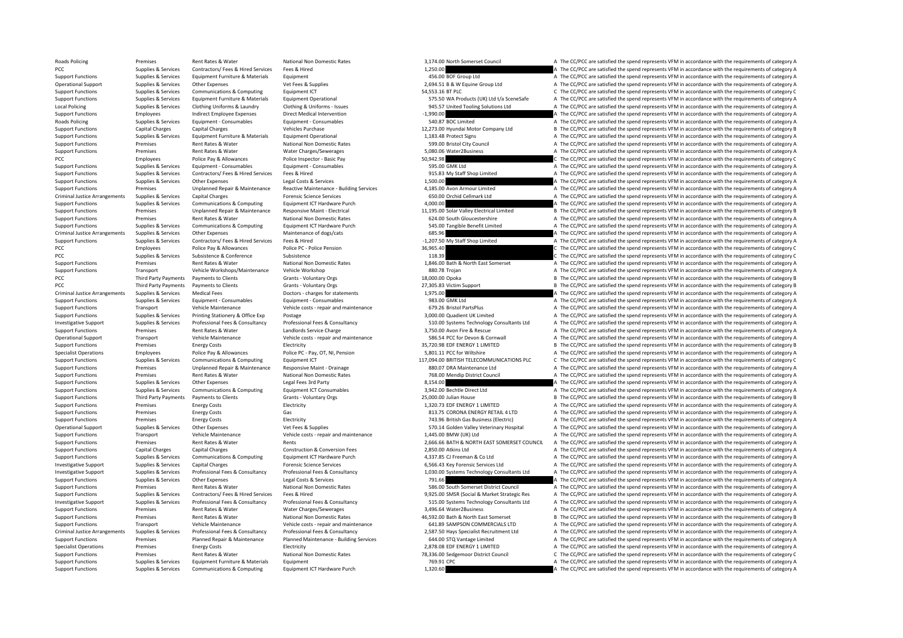| | | | | | | |
|---|---|---|---|---|---|---|
| Roads Policing | Premises | Rent Rates & Water | National Non Domestic Rates | 3,174.00 | North Somerset Council | A The CC/PCC are satisfied the spend represents VFM in accordance with the requirements of category A |
| PCC | Supplies & Services | Contractors/ Fees & Hired Services | Fees & Hired | 1,250.00 | | A The CC/PCC are satisfied the spend represents VFM in accordance with the requirements of category A |
| Support Functions | Supplies & Services | Equipment Furniture & Materials | Equipment | 456.00 | BOF Group Ltd | A The CC/PCC are satisfied the spend represents VFM in accordance with the requirements of category A |
| Operational Support | Supplies & Services | Other Expenses | Vet Fees & Supplies | 2,694.51 | B & W Equine Group Ltd | A The CC/PCC are satisfied the spend represents VFM in accordance with the requirements of category A |
| Support Functions | Supplies & Services | Communications & Computing | Equipment ICT | 54,553.16 | BT PLC | C The CC/PCC are satisfied the spend represents VFM in accordance with the requirements of category C |
| Support Functions | Supplies & Services | Equipment Furniture & Materials | Equipment Operational | 575.50 | WA Products (UK) Ltd t/a SceneSafe | A The CC/PCC are satisfied the spend represents VFM in accordance with the requirements of category A |
| Local Policing | Supplies & Services | Clothing Uniforms & Laundry | Clothing & Uniforms - Issues | 945.57 | United Tooling Solutions Ltd | A The CC/PCC are satisfied the spend represents VFM in accordance with the requirements of category A |
| Support Functions | Employees | Indirect Employee Expenses | Direct Medical Intervention | -1,990.00 | | A The CC/PCC are satisfied the spend represents VFM in accordance with the requirements of category A |
| Roads Policing | Supplies & Services | Equipment - Consumables | Equipment - Consumables | 540.87 | BOC Limited | A The CC/PCC are satisfied the spend represents VFM in accordance with the requirements of category A |
| Support Functions | Capital Charges | Capital Charges | Vehicles Purchase | 12,273.00 | Hyundai Motor Company Ltd | B The CC/PCC are satisfied the spend represents VFM in accordance with the requirements of category B |
| Support Functions | Supplies & Services | Equipment Furniture & Materials | Equipment Operational | 1,183.48 | Protect Signs | A The CC/PCC are satisfied the spend represents VFM in accordance with the requirements of category A |
| Support Functions | Premises | Rent Rates & Water | National Non Domestic Rates | 599.00 | Bristol City Council | A The CC/PCC are satisfied the spend represents VFM in accordance with the requirements of category A |
| Support Functions | Premises | Rent Rates & Water | Water Charges/Sewerages | 5,080.06 | Water2Business | A The CC/PCC are satisfied the spend represents VFM in accordance with the requirements of category A |
| PCC | Employees | Police Pay & Allowances | Police Inspector - Basic Pay | 50,942.98 | | C The CC/PCC are satisfied the spend represents VFM in accordance with the requirements of category C |
| Support Functions | Supplies & Services | Equipment - Consumables | Equipment - Consumables | 595.00 | GMK Ltd | A The CC/PCC are satisfied the spend represents VFM in accordance with the requirements of category A |
| Support Functions | Supplies & Services | Contractors/ Fees & Hired Services | Fees & Hired | 915.83 | My Staff Shop Limited | A The CC/PCC are satisfied the spend represents VFM in accordance with the requirements of category A |
| Support Functions | Supplies & Services | Other Expenses | Legal Costs & Services | 1,500.00 | | A The CC/PCC are satisfied the spend represents VFM in accordance with the requirements of category A |
| Support Functions | Premises | Unplanned Repair & Maintenance | Reactive Maintenance - Building Services | 4,185.00 | Avon Armour Limited | A The CC/PCC are satisfied the spend represents VFM in accordance with the requirements of category A |
| Criminal Justice Arrangements | Supplies & Services | Capital Charges | Forensic Science Services | 650.00 | Orchid Cellmark Ltd | A The CC/PCC are satisfied the spend represents VFM in accordance with the requirements of category A |
| Support Functions | Supplies & Services | Communications & Computing | Equipment ICT Hardware Purch | 4,000.00 | | A The CC/PCC are satisfied the spend represents VFM in accordance with the requirements of category A |
| Support Functions | Premises | Unplanned Repair & Maintenance | Responsive Maint - Electrical | 11,195.00 | Solar Valley Electrical Limited | B The CC/PCC are satisfied the spend represents VFM in accordance with the requirements of category B |
| Support Functions | Premises | Rent Rates & Water | National Non Domestic Rates | 624.00 | South Gloucestershire | A The CC/PCC are satisfied the spend represents VFM in accordance with the requirements of category A |
| Support Functions | Supplies & Services | Communications & Computing | Equipment ICT Hardware Purch | 545.00 | Tangible Benefit Limited | A The CC/PCC are satisfied the spend represents VFM in accordance with the requirements of category A |
| Criminal Justice Arrangements | Supplies & Services | Other Expenses | Maintenance of dogs/cats | 685.96 | | A The CC/PCC are satisfied the spend represents VFM in accordance with the requirements of category A |
| Support Functions | Supplies & Services | Contractors/ Fees & Hired Services | Fees & Hired | -1,207.50 | My Staff Shop Limited | A The CC/PCC are satisfied the spend represents VFM in accordance with the requirements of category A |
| PCC | Employees | Police Pay & Allowances | Police PC - Police Pension | 36,965.40 | | C The CC/PCC are satisfied the spend represents VFM in accordance with the requirements of category C |
| PCC | Supplies & Services | Subsistence & Conference | Subsistence | 118.39 | | C The CC/PCC are satisfied the spend represents VFM in accordance with the requirements of category C |
| Support Functions | Premises | Rent Rates & Water | National Non Domestic Rates | 1,846.00 | Bath & North East Somerset | A The CC/PCC are satisfied the spend represents VFM in accordance with the requirements of category A |
| Support Functions | Transport | Vehicle Workshops/Maintenance | Vehicle Workshop | 880.78 | Trojan | A The CC/PCC are satisfied the spend represents VFM in accordance with the requirements of category A |
| PCC | Third Party Payments | Payments to Clients | Grants - Voluntary Orgs | 18,000.00 | Opoka | B The CC/PCC are satisfied the spend represents VFM in accordance with the requirements of category B |
| PCC | Third Party Payments | Payments to Clients | Grants - Voluntary Orgs | 27,305.83 | Victim Support | B The CC/PCC are satisfied the spend represents VFM in accordance with the requirements of category B |
| Criminal Justice Arrangements | Supplies & Services | Medical Fees | Doctors - charges for statements | 1,975.00 | | A The CC/PCC are satisfied the spend represents VFM in accordance with the requirements of category A |
| Support Functions | Supplies & Services | Equipment - Consumables | Equipment - Consumables | 983.00 | GMK Ltd | A The CC/PCC are satisfied the spend represents VFM in accordance with the requirements of category A |
| Support Functions | Transport | Vehicle Maintenance | Vehicle costs - repair and maintenance | 679.26 | Bristol PartsPlus | A The CC/PCC are satisfied the spend represents VFM in accordance with the requirements of category A |
| Support Functions | Supplies & Services | Printing Stationery & Office Exp | Postage | 3,000.00 | Quadient UK Limited | A The CC/PCC are satisfied the spend represents VFM in accordance with the requirements of category A |
| Investigative Support | Supplies & Services | Professional Fees & Consultancy | Professional Fees & Consultancy | 510.00 | Systems Technology Consultants Ltd | A The CC/PCC are satisfied the spend represents VFM in accordance with the requirements of category A |
| Support Functions | Premises | Rent Rates & Water | Landlords Service Charge | 3,750.00 | Avon Fire & Rescue | A The CC/PCC are satisfied the spend represents VFM in accordance with the requirements of category A |
| Operational Support | Transport | Vehicle Maintenance | Vehicle costs - repair and maintenance | 586.54 | PCC for Devon & Cornwall | A The CC/PCC are satisfied the spend represents VFM in accordance with the requirements of category A |
| Support Functions | Premises | Energy Costs | Electricity | 35,720.98 | EDF ENERGY 1 LIMITED | B The CC/PCC are satisfied the spend represents VFM in accordance with the requirements of category B |
| Specialist Operations | Employees | Police Pay & Allowances | Police PC - Pay, OT, NI, Pension | 5,801.11 | PCC for Wiltshire | A The CC/PCC are satisfied the spend represents VFM in accordance with the requirements of category A |
| Support Functions | Supplies & Services | Communications & Computing | Equipment ICT | 117,094.00 | BRITISH TELECOMMUNICATIONS PLC | C The CC/PCC are satisfied the spend represents VFM in accordance with the requirements of category C |
| Support Functions | Premises | Unplanned Repair & Maintenance | Responsive Maint - Drainage | 880.07 | DRA Maintenance Ltd | A The CC/PCC are satisfied the spend represents VFM in accordance with the requirements of category A |
| Support Functions | Premises | Rent Rates & Water | National Non Domestic Rates | 768.00 | Mendip District Council | A The CC/PCC are satisfied the spend represents VFM in accordance with the requirements of category A |
| Support Functions | Supplies & Services | Other Expenses | Legal Fees 3rd Party | 8,154.00 | | A The CC/PCC are satisfied the spend represents VFM in accordance with the requirements of category A |
| Support Functions | Supplies & Services | Communications & Computing | Equipment ICT Consumables | 3,942.00 | Bechtle Direct Ltd | A The CC/PCC are satisfied the spend represents VFM in accordance with the requirements of category A |
| Support Functions | Third Party Payments | Payments to Clients | Grants - Voluntary Orgs | 25,000.00 | Julian House | B The CC/PCC are satisfied the spend represents VFM in accordance with the requirements of category B |
| Support Functions | Premises | Energy Costs | Electricity | 1,320.73 | EDF ENERGY 1 LIMITED | A The CC/PCC are satisfied the spend represents VFM in accordance with the requirements of category A |
| Support Functions | Premises | Energy Costs | Gas | 813.75 | CORONA ENERGY RETAIL 4 LTD | A The CC/PCC are satisfied the spend represents VFM in accordance with the requirements of category A |
| Support Functions | Premises | Energy Costs | Electricity | 743.96 | British Gas Business (Electric) | A The CC/PCC are satisfied the spend represents VFM in accordance with the requirements of category A |
| Operational Support | Supplies & Services | Other Expenses | Vet Fees & Supplies | 570.14 | Golden Valley Veterinary Hospital | A The CC/PCC are satisfied the spend represents VFM in accordance with the requirements of category A |
| Support Functions | Transport | Vehicle Maintenance | Vehicle costs - repair and maintenance | 1,445.00 | BMW (UK) Ltd | A The CC/PCC are satisfied the spend represents VFM in accordance with the requirements of category A |
| Support Functions | Premises | Rent Rates & Water | Rents | 2,666.66 | BATH & NORTH EAST SOMERSET COUNCIL | A The CC/PCC are satisfied the spend represents VFM in accordance with the requirements of category A |
| Support Functions | Capital Charges | Capital Charges | Construction & Conversion Fees | 2,850.00 | Atkins Ltd | A The CC/PCC are satisfied the spend represents VFM in accordance with the requirements of category A |
| Support Functions | Supplies & Services | Communications & Computing | Equipment ICT Hardware Purch | 4,337.85 | CJ Freeman & Co Ltd | A The CC/PCC are satisfied the spend represents VFM in accordance with the requirements of category A |
| Investigative Support | Supplies & Services | Capital Charges | Forensic Science Services | 6,566.43 | Key Forensic Services Ltd | A The CC/PCC are satisfied the spend represents VFM in accordance with the requirements of category A |
| Investigative Support | Supplies & Services | Professional Fees & Consultancy | Professional Fees & Consultancy | 1,030.00 | Systems Technology Consultants Ltd | A The CC/PCC are satisfied the spend represents VFM in accordance with the requirements of category A |
| Support Functions | Supplies & Services | Other Expenses | Legal Costs & Services | 791.66 | | A The CC/PCC are satisfied the spend represents VFM in accordance with the requirements of category A |
| Support Functions | Premises | Rent Rates & Water | National Non Domestic Rates | 586.00 | South Somerset District Council | A The CC/PCC are satisfied the spend represents VFM in accordance with the requirements of category A |
| Support Functions | Supplies & Services | Contractors/ Fees & Hired Services | Fees & Hired | 9,925.00 | SMSR (Social & Market Strategic Res | A The CC/PCC are satisfied the spend represents VFM in accordance with the requirements of category A |
| Investigative Support | Supplies & Services | Professional Fees & Consultancy | Professional Fees & Consultancy | 515.00 | Systems Technology Consultants Ltd | A The CC/PCC are satisfied the spend represents VFM in accordance with the requirements of category A |
| Support Functions | Premises | Rent Rates & Water | Water Charges/Sewerages | 3,496.64 | Water2Business | A The CC/PCC are satisfied the spend represents VFM in accordance with the requirements of category A |
| Support Functions | Premises | Rent Rates & Water | National Non Domestic Rates | 46,592.00 | Bath & North East Somerset | B The CC/PCC are satisfied the spend represents VFM in accordance with the requirements of category B |
| Support Functions | Transport | Vehicle Maintenance | Vehicle costs - repair and maintenance | 641.89 | SAMPSON COMMERCIALS LTD | A The CC/PCC are satisfied the spend represents VFM in accordance with the requirements of category A |
| Criminal Justice Arrangements | Supplies & Services | Professional Fees & Consultancy | Professional Fees & Consultancy | 2,587.50 | Hays Specialist Recruitment Ltd | A The CC/PCC are satisfied the spend represents VFM in accordance with the requirements of category A |
| Support Functions | Premises | Planned Repair & Maintenance | Planned Maintenance - Building Services | 644.00 | STQ Vantage Limited | A The CC/PCC are satisfied the spend represents VFM in accordance with the requirements of category A |
| Specialist Operations | Premises | Energy Costs | Electricity | 2,878.08 | EDF ENERGY 1 LIMITED | A The CC/PCC are satisfied the spend represents VFM in accordance with the requirements of category A |
| Support Functions | Premises | Rent Rates & Water | National Non Domestic Rates | 78,336.00 | Sedgemoor District Council | C The CC/PCC are satisfied the spend represents VFM in accordance with the requirements of category C |
| Support Functions | Supplies & Services | Equipment Furniture & Materials | Equipment | 769.91 | CPC | A The CC/PCC are satisfied the spend represents VFM in accordance with the requirements of category A |
| Support Functions | Supplies & Services | Communications & Computing | Equipment ICT Hardware Purch | 1,320.60 | | A The CC/PCC are satisfied the spend represents VFM in accordance with the requirements of category A |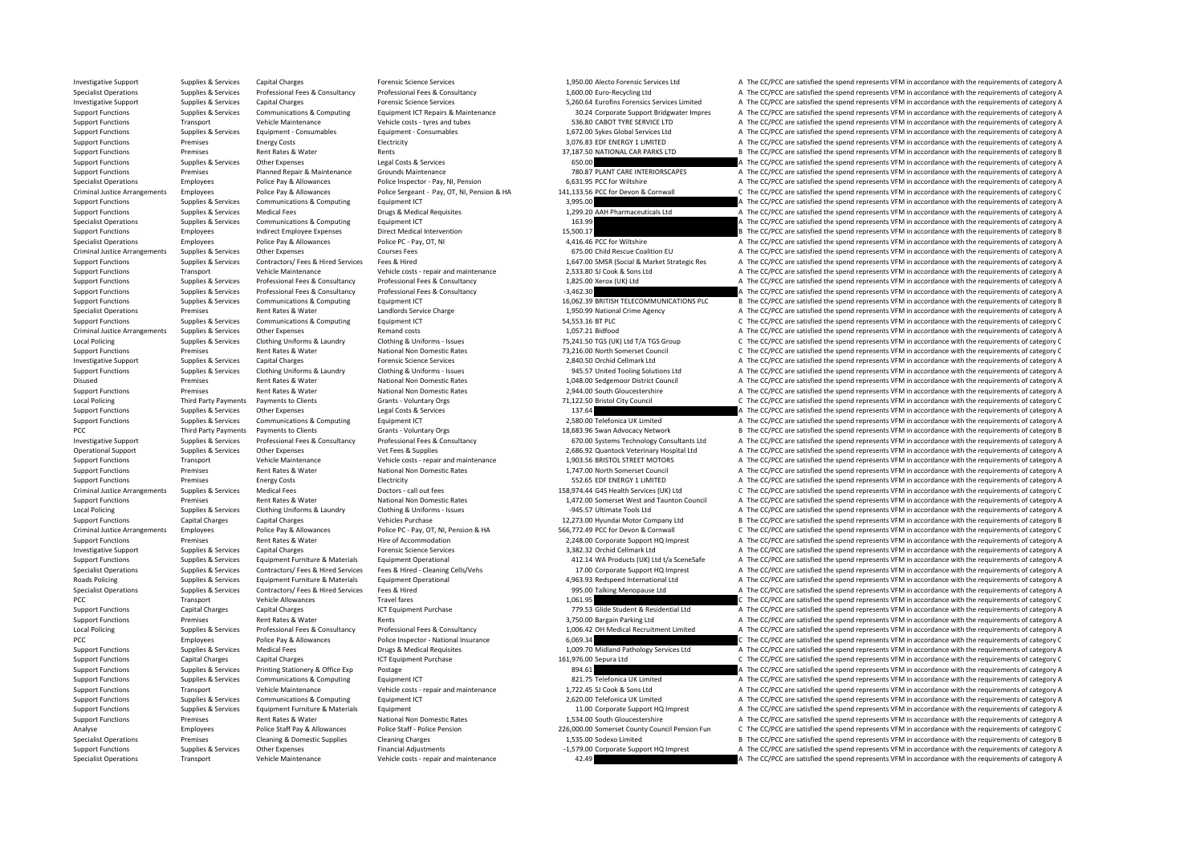| | | | | | | |
|---|---|---|---|---|---|---|
| Investigative Support | Supplies & Services | Capital Charges | Forensic Science Services | 1,950.00 | Alecto Forensic Services Ltd | A The CC/PCC are satisfied the spend represents VFM in accordance with the requirements of category A |
| Specialist Operations | Supplies & Services | Professional Fees & Consultancy | Professional Fees & Consultancy | 1,600.00 | Euro-Recycling Ltd | A The CC/PCC are satisfied the spend represents VFM in accordance with the requirements of category A |
| Investigative Support | Supplies & Services | Capital Charges | Forensic Science Services | 5,260.64 | Eurofins Forensics Services Limited | A The CC/PCC are satisfied the spend represents VFM in accordance with the requirements of category A |
| Support Functions | Supplies & Services | Communications & Computing | Equipment ICT Repairs & Maintenance | 30.24 | Corporate Support Bridgwater Impres | A The CC/PCC are satisfied the spend represents VFM in accordance with the requirements of category A |
| Support Functions | Transport | Vehicle Maintenance | Vehicle costs - tyres and tubes | 536.80 | CABOT TYRE SERVICE LTD | A The CC/PCC are satisfied the spend represents VFM in accordance with the requirements of category A |
| Support Functions | Supplies & Services | Equipment - Consumables | Equipment - Consumables | 1,672.00 | Sykes Global Services Ltd | A The CC/PCC are satisfied the spend represents VFM in accordance with the requirements of category A |
| Support Functions | Premises | Energy Costs | Electricity | 3,076.83 | EDF ENERGY 1 LIMITED | A The CC/PCC are satisfied the spend represents VFM in accordance with the requirements of category A |
| Support Functions | Premises | Rent Rates & Water | Rents | 37,187.50 | NATIONAL CAR PARKS LTD | B The CC/PCC are satisfied the spend represents VFM in accordance with the requirements of category B |
| Support Functions | Supplies & Services | Other Expenses | Legal Costs & Services | 650.00 | | A The CC/PCC are satisfied the spend represents VFM in accordance with the requirements of category A |
| Support Functions | Premises | Planned Repair & Maintenance | Grounds Maintenance | 780.87 | PLANT CARE INTERIORSCAPES | A The CC/PCC are satisfied the spend represents VFM in accordance with the requirements of category A |
| Specialist Operations | Employees | Police Pay & Allowances | Police Inspector - Pay, NI, Pension | 6,631.95 | PCC for Wiltshire | A The CC/PCC are satisfied the spend represents VFM in accordance with the requirements of category A |
| Criminal Justice Arrangements | Employees | Police Pay & Allowances | Police Sergeant - Pay, OT, NI, Pension & HA | 141,133.56 | PCC for Devon & Cornwall | C The CC/PCC are satisfied the spend represents VFM in accordance with the requirements of category C |
| Support Functions | Supplies & Services | Communications & Computing | Equipment ICT | 3,995.00 | | A The CC/PCC are satisfied the spend represents VFM in accordance with the requirements of category A |
| Support Functions | Supplies & Services | Medical Fees | Drugs & Medical Requisites | 1,299.20 | AAH Pharmaceuticals Ltd | A The CC/PCC are satisfied the spend represents VFM in accordance with the requirements of category A |
| Specialist Operations | Supplies & Services | Communications & Computing | Equipment ICT | 163.99 | | A The CC/PCC are satisfied the spend represents VFM in accordance with the requirements of category A |
| Support Functions | Employees | Indirect Employee Expenses | Direct Medical Intervention | 15,500.17 | | B The CC/PCC are satisfied the spend represents VFM in accordance with the requirements of category B |
| Specialist Operations | Employees | Police Pay & Allowances | Police PC - Pay, OT, NI | 4,416.46 | PCC for Wiltshire | A The CC/PCC are satisfied the spend represents VFM in accordance with the requirements of category A |
| Criminal Justice Arrangements | Supplies & Services | Other Expenses | Courses Fees | 675.00 | Child Rescue Coalition EU | A The CC/PCC are satisfied the spend represents VFM in accordance with the requirements of category A |
| Support Functions | Supplies & Services | Contractors/ Fees & Hired Services | Fees & Hired | 1,647.00 | SMSR (Social & Market Strategic Res | A The CC/PCC are satisfied the spend represents VFM in accordance with the requirements of category A |
| Support Functions | Transport | Vehicle Maintenance | Vehicle costs - repair and maintenance | 2,533.80 | SJ Cook & Sons Ltd | A The CC/PCC are satisfied the spend represents VFM in accordance with the requirements of category A |
| Support Functions | Supplies & Services | Professional Fees & Consultancy | Professional Fees & Consultancy | 1,825.00 | Xerox (UK) Ltd | A The CC/PCC are satisfied the spend represents VFM in accordance with the requirements of category A |
| Support Functions | Supplies & Services | Professional Fees & Consultancy | Professional Fees & Consultancy | -3,462.30 | | A The CC/PCC are satisfied the spend represents VFM in accordance with the requirements of category A |
| Support Functions | Supplies & Services | Communications & Computing | Equipment ICT | 16,062.39 | BRITISH TELECOMMUNICATIONS PLC | B The CC/PCC are satisfied the spend represents VFM in accordance with the requirements of category B |
| Specialist Operations | Premises | Rent Rates & Water | Landlords Service Charge | 1,950.99 | National Crime Agency | A The CC/PCC are satisfied the spend represents VFM in accordance with the requirements of category A |
| Support Functions | Supplies & Services | Communications & Computing | Equipment ICT | 54,553.16 | BT PLC | C The CC/PCC are satisfied the spend represents VFM in accordance with the requirements of category C |
| Criminal Justice Arrangements | Supplies & Services | Other Expenses | Remand costs | 1,057.21 | Bidfood | A The CC/PCC are satisfied the spend represents VFM in accordance with the requirements of category A |
| Local Policing | Supplies & Services | Clothing Uniforms & Laundry | Clothing & Uniforms - Issues | 75,241.50 | TGS (UK) Ltd T/A TGS Group | C The CC/PCC are satisfied the spend represents VFM in accordance with the requirements of category C |
| Support Functions | Premises | Rent Rates & Water | National Non Domestic Rates | 73,216.00 | North Somerset Council | C The CC/PCC are satisfied the spend represents VFM in accordance with the requirements of category C |
| Investigative Support | Supplies & Services | Capital Charges | Forensic Science Services | 2,840.50 | Orchid Cellmark Ltd | A The CC/PCC are satisfied the spend represents VFM in accordance with the requirements of category A |
| Support Functions | Supplies & Services | Clothing Uniforms & Laundry | Clothing & Uniforms - Issues | 945.57 | United Tooling Solutions Ltd | A The CC/PCC are satisfied the spend represents VFM in accordance with the requirements of category A |
| Disused | Premises | Rent Rates & Water | National Non Domestic Rates | 1,048.00 | Sedgemoor District Council | A The CC/PCC are satisfied the spend represents VFM in accordance with the requirements of category A |
| Support Functions | Premises | Rent Rates & Water | National Non Domestic Rates | 2,944.00 | South Gloucestershire | A The CC/PCC are satisfied the spend represents VFM in accordance with the requirements of category A |
| Local Policing | Third Party Payments | Payments to Clients | Grants - Voluntary Orgs | 71,122.50 | Bristol City Council | C The CC/PCC are satisfied the spend represents VFM in accordance with the requirements of category C |
| Support Functions | Supplies & Services | Other Expenses | Legal Costs & Services | 137.64 | | A The CC/PCC are satisfied the spend represents VFM in accordance with the requirements of category A |
| Support Functions | Supplies & Services | Communications & Computing | Equipment ICT | 2,580.00 | Telefonica UK Limited | A The CC/PCC are satisfied the spend represents VFM in accordance with the requirements of category A |
| PCC | Third Party Payments | Payments to Clients | Grants - Voluntary Orgs | 18,683.96 | Swan Advocacy Network | B The CC/PCC are satisfied the spend represents VFM in accordance with the requirements of category B |
| Investigative Support | Supplies & Services | Professional Fees & Consultancy | Professional Fees & Consultancy | 670.00 | Systems Technology Consultants Ltd | A The CC/PCC are satisfied the spend represents VFM in accordance with the requirements of category A |
| Operational Support | Supplies & Services | Other Expenses | Vet Fees & Supplies | 2,686.92 | Quantock Veterinary Hospital Ltd | A The CC/PCC are satisfied the spend represents VFM in accordance with the requirements of category A |
| Support Functions | Transport | Vehicle Maintenance | Vehicle costs - repair and maintenance | 1,903.56 | BRISTOL STREET MOTORS | A The CC/PCC are satisfied the spend represents VFM in accordance with the requirements of category A |
| Support Functions | Premises | Rent Rates & Water | National Non Domestic Rates | 1,747.00 | North Somerset Council | A The CC/PCC are satisfied the spend represents VFM in accordance with the requirements of category A |
| Support Functions | Premises | Energy Costs | Electricity | 552.65 | EDF ENERGY 1 LIMITED | A The CC/PCC are satisfied the spend represents VFM in accordance with the requirements of category A |
| Criminal Justice Arrangements | Supplies & Services | Medical Fees | Doctors - call out fees | 158,974.44 | G4S Health Services (UK) Ltd | C The CC/PCC are satisfied the spend represents VFM in accordance with the requirements of category C |
| Support Functions | Premises | Rent Rates & Water | National Non Domestic Rates | 1,472.00 | Somerset West and Taunton Council | A The CC/PCC are satisfied the spend represents VFM in accordance with the requirements of category A |
| Local Policing | Supplies & Services | Clothing Uniforms & Laundry | Clothing & Uniforms - Issues | -945.57 | Ultimate Tools Ltd | A The CC/PCC are satisfied the spend represents VFM in accordance with the requirements of category A |
| Support Functions | Capital Charges | Capital Charges | Vehicles Purchase | 12,273.00 | Hyundai Motor Company Ltd | B The CC/PCC are satisfied the spend represents VFM in accordance with the requirements of category B |
| Criminal Justice Arrangements | Employees | Police Pay & Allowances | Police PC - Pay, OT, NI, Pension & HA | 566,772.49 | PCC for Devon & Cornwall | C The CC/PCC are satisfied the spend represents VFM in accordance with the requirements of category C |
| Support Functions | Premises | Rent Rates & Water | Hire of Accommodation | 2,248.00 | Corporate Support HQ Imprest | A The CC/PCC are satisfied the spend represents VFM in accordance with the requirements of category A |
| Investigative Support | Supplies & Services | Capital Charges | Forensic Science Services | 3,382.32 | Orchid Cellmark Ltd | A The CC/PCC are satisfied the spend represents VFM in accordance with the requirements of category A |
| Support Functions | Supplies & Services | Equipment Furniture & Materials | Equipment Operational | 412.14 | WA Products (UK) Ltd t/a SceneSafe | A The CC/PCC are satisfied the spend represents VFM in accordance with the requirements of category A |
| Specialist Operations | Supplies & Services | Contractors/ Fees & Hired Services | Fees & Hired - Cleaning Cells/Vehs | 17.00 | Corporate Support HQ Imprest | A The CC/PCC are satisfied the spend represents VFM in accordance with the requirements of category A |
| Roads Policing | Supplies & Services | Equipment Furniture & Materials | Equipment Operational | 4,963.93 | Redspeed International Ltd | A The CC/PCC are satisfied the spend represents VFM in accordance with the requirements of category A |
| Specialist Operations | Supplies & Services | Contractors/ Fees & Hired Services | Fees & Hired | 995.00 | Talking Menopause Ltd | A The CC/PCC are satisfied the spend represents VFM in accordance with the requirements of category A |
| PCC | Transport | Vehicle Allowances | Travel fares | 1,061.95 | | C The CC/PCC are satisfied the spend represents VFM in accordance with the requirements of category C |
| Support Functions | Capital Charges | Capital Charges | ICT Equipment Purchase | 779.53 | Glide Student & Residential Ltd | A The CC/PCC are satisfied the spend represents VFM in accordance with the requirements of category A |
| Support Functions | Premises | Rent Rates & Water | Rents | 3,750.00 | Bargain Parking Ltd | A The CC/PCC are satisfied the spend represents VFM in accordance with the requirements of category A |
| Local Policing | Supplies & Services | Professional Fees & Consultancy | Professional Fees & Consultancy | 1,006.42 | OH Medical Recruitment Limited | A The CC/PCC are satisfied the spend represents VFM in accordance with the requirements of category A |
| PCC | Employees | Police Pay & Allowances | Police Inspector - National Insurance | 6,069.34 | | C The CC/PCC are satisfied the spend represents VFM in accordance with the requirements of category C |
| Support Functions | Supplies & Services | Medical Fees | Drugs & Medical Requisites | 1,009.70 | Midland Pathology Services Ltd | A The CC/PCC are satisfied the spend represents VFM in accordance with the requirements of category A |
| Support Functions | Capital Charges | Capital Charges | ICT Equipment Purchase | 161,976.00 | Sepura Ltd | C The CC/PCC are satisfied the spend represents VFM in accordance with the requirements of category C |
| Support Functions | Supplies & Services | Printing Stationery & Office Exp | Postage | 894.61 | | A The CC/PCC are satisfied the spend represents VFM in accordance with the requirements of category A |
| Support Functions | Supplies & Services | Communications & Computing | Equipment ICT | 821.75 | Telefonica UK Limited | A The CC/PCC are satisfied the spend represents VFM in accordance with the requirements of category A |
| Support Functions | Transport | Vehicle Maintenance | Vehicle costs - repair and maintenance | 1,722.45 | SJ Cook & Sons Ltd | A The CC/PCC are satisfied the spend represents VFM in accordance with the requirements of category A |
| Support Functions | Supplies & Services | Communications & Computing | Equipment ICT | 2,620.00 | Telefonica UK Limited | A The CC/PCC are satisfied the spend represents VFM in accordance with the requirements of category A |
| Support Functions | Supplies & Services | Equipment Furniture & Materials | Equipment | 11.00 | Corporate Support HQ Imprest | A The CC/PCC are satisfied the spend represents VFM in accordance with the requirements of category A |
| Support Functions | Premises | Rent Rates & Water | National Non Domestic Rates | 1,534.00 | South Gloucestershire | A The CC/PCC are satisfied the spend represents VFM in accordance with the requirements of category A |
| Analyse | Employees | Police Staff Pay & Allowances | Police Staff - Police Pension | 226,000.00 | Somerset County Council Pension Fun | C The CC/PCC are satisfied the spend represents VFM in accordance with the requirements of category C |
| Specialist Operations | Premises | Cleaning & Domestic Supplies | Cleaning Charges | 1,535.00 | Sodexo Limited | B The CC/PCC are satisfied the spend represents VFM in accordance with the requirements of category B |
| Support Functions | Supplies & Services | Other Expenses | Financial Adjustments | -1,579.00 | Corporate Support HQ Imprest | A The CC/PCC are satisfied the spend represents VFM in accordance with the requirements of category A |
| Specialist Operations | Transport | Vehicle Maintenance | Vehicle costs - repair and maintenance | 42.49 | | A The CC/PCC are satisfied the spend represents VFM in accordance with the requirements of category A |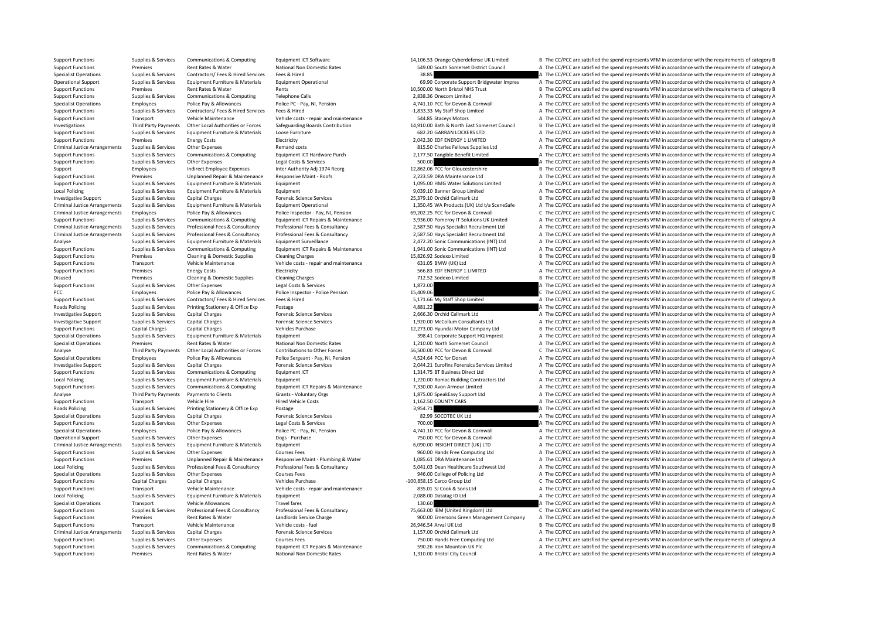| | | | | | | |
|---|---|---|---|---|---|---|
| Support Functions | Supplies & Services | Communications & Computing | Equipment ICT Software | 14,106.53 | Orange Cyberdefense UK Limited | B The CC/PCC are satisfied the spend represents VFM in accordance with the requirements of category B |
| Support Functions | Premises | Rent Rates & Water | National Non Domestic Rates | 549.00 | South Somerset District Council | A The CC/PCC are satisfied the spend represents VFM in accordance with the requirements of category A |
| Specialist Operations | Supplies & Services | Contractors/ Fees & Hired Services | Fees & Hired | 38.85 | | A The CC/PCC are satisfied the spend represents VFM in accordance with the requirements of category A |
| Operational Support | Supplies & Services | Equipment Furniture & Materials | Equipment Operational | 69.90 | Corporate Support Bridgwater Impres | A The CC/PCC are satisfied the spend represents VFM in accordance with the requirements of category A |
| Support Functions | Premises | Rent Rates & Water | Rents | 10,500.00 | North Bristol NHS Trust | B The CC/PCC are satisfied the spend represents VFM in accordance with the requirements of category B |
| Support Functions | Supplies & Services | Communications & Computing | Telephone Calls | 2,838.36 | Onecom Limited | A The CC/PCC are satisfied the spend represents VFM in accordance with the requirements of category A |
| Specialist Operations | Employees | Police Pay & Allowances | Police PC - Pay, NI, Pension | 4,741.10 | PCC for Devon & Cornwall | A The CC/PCC are satisfied the spend represents VFM in accordance with the requirements of category A |
| Support Functions | Supplies & Services | Contractors/ Fees & Hired Services | Fees & Hired | -1,833.33 | My Staff Shop Limited | A The CC/PCC are satisfied the spend represents VFM in accordance with the requirements of category A |
| Support Functions | Transport | Vehicle Maintenance | Vehicle costs - repair and maintenance | 544.85 | Staceys Motors | A The CC/PCC are satisfied the spend represents VFM in accordance with the requirements of category A |
| Investigations | Third Party Payments | Other Local Authorities or Forces | Safeguarding Boards Contribution | 14,910.00 | Bath & North East Somerset Council | B The CC/PCC are satisfied the spend represents VFM in accordance with the requirements of category B |
| Support Functions | Supplies & Services | Equipment Furniture & Materials | Loose Furniture | 682.20 | GARRAN LOCKERS LTD | A The CC/PCC are satisfied the spend represents VFM in accordance with the requirements of category A |
| Support Functions | Premises | Energy Costs | Electricity | 2,042.30 | EDF ENERGY 1 LIMITED | A The CC/PCC are satisfied the spend represents VFM in accordance with the requirements of category A |
| Criminal Justice Arrangements | Supplies & Services | Other Expenses | Remand costs | 815.50 | Charles Fellows Supplies Ltd | A The CC/PCC are satisfied the spend represents VFM in accordance with the requirements of category A |
| Support Functions | Supplies & Services | Communications & Computing | Equipment ICT Hardware Purch | 2,177.50 | Tangible Benefit Limited | A The CC/PCC are satisfied the spend represents VFM in accordance with the requirements of category A |
| Support Functions | Supplies & Services | Other Expenses | Legal Costs & Services | 500.00 | | A The CC/PCC are satisfied the spend represents VFM in accordance with the requirements of category A |
| Support | Employees | Indirect Employee Expenses | Inter Authority Adj 1974 Reorg | 12,862.06 | PCC for Gloucestershire | B The CC/PCC are satisfied the spend represents VFM in accordance with the requirements of category B |
| Support Functions | Premises | Unplanned Repair & Maintenance | Responsive Maint - Roofs | 2,223.59 | DRA Maintenance Ltd | A The CC/PCC are satisfied the spend represents VFM in accordance with the requirements of category A |
| Support Functions | Supplies & Services | Equipment Furniture & Materials | Equipment | 1,095.00 | HMG Water Solutions Limited | A The CC/PCC are satisfied the spend represents VFM in accordance with the requirements of category A |
| Local Policing | Supplies & Services | Equipment Furniture & Materials | Equipment | 9,039.10 | Banner Group Limited | A The CC/PCC are satisfied the spend represents VFM in accordance with the requirements of category A |
| Investigative Support | Supplies & Services | Capital Charges | Forensic Science Services | 25,379.10 | Orchid Cellmark Ltd | B The CC/PCC are satisfied the spend represents VFM in accordance with the requirements of category B |
| Criminal Justice Arrangements | Supplies & Services | Equipment Furniture & Materials | Equipment Operational | 1,350.45 | WA Products (UK) Ltd t/a SceneSafe | A The CC/PCC are satisfied the spend represents VFM in accordance with the requirements of category A |
| Criminal Justice Arrangements | Employees | Police Pay & Allowances | Police Inspector - Pay, NI, Pension | 69,202.25 | PCC for Devon & Cornwall | C The CC/PCC are satisfied the spend represents VFM in accordance with the requirements of category C |
| Support Functions | Supplies & Services | Communications & Computing | Equipment ICT Repairs & Maintenance | 3,936.00 | Pomeroy IT Solutions UK Limited | A The CC/PCC are satisfied the spend represents VFM in accordance with the requirements of category A |
| Criminal Justice Arrangements | Supplies & Services | Professional Fees & Consultancy | Professional Fees & Consultancy | 2,587.50 | Hays Specialist Recruitment Ltd | A The CC/PCC are satisfied the spend represents VFM in accordance with the requirements of category A |
| Criminal Justice Arrangements | Supplies & Services | Professional Fees & Consultancy | Professional Fees & Consultancy | 2,587.50 | Hays Specialist Recruitment Ltd | A The CC/PCC are satisfied the spend represents VFM in accordance with the requirements of category A |
| Analyse | Supplies & Services | Equipment Furniture & Materials | Equipment Surveillance | 2,472.20 | Sonic Communications (INT) Ltd | A The CC/PCC are satisfied the spend represents VFM in accordance with the requirements of category A |
| Support Functions | Supplies & Services | Communications & Computing | Equipment ICT Repairs & Maintenance | 1,941.00 | Sonic Communications (INT) Ltd | A The CC/PCC are satisfied the spend represents VFM in accordance with the requirements of category A |
| Support Functions | Premises | Cleaning & Domestic Supplies | Cleaning Charges | 15,826.92 | Sodexo Limited | B The CC/PCC are satisfied the spend represents VFM in accordance with the requirements of category B |
| Support Functions | Transport | Vehicle Maintenance | Vehicle costs - repair and maintenance | 631.05 | BMW (UK) Ltd | A The CC/PCC are satisfied the spend represents VFM in accordance with the requirements of category A |
| Support Functions | Premises | Energy Costs | Electricity | 566.83 | EDF ENERGY 1 LIMITED | A The CC/PCC are satisfied the spend represents VFM in accordance with the requirements of category A |
| Disused | Premises | Cleaning & Domestic Supplies | Cleaning Charges | 712.52 | Sodexo Limited | B The CC/PCC are satisfied the spend represents VFM in accordance with the requirements of category B |
| Support Functions | Supplies & Services | Other Expenses | Legal Costs & Services | 1,872.00 | | A The CC/PCC are satisfied the spend represents VFM in accordance with the requirements of category A |
| PCC | Employees | Police Pay & Allowances | Police Inspector - Police Pension | 15,409.06 | | C The CC/PCC are satisfied the spend represents VFM in accordance with the requirements of category C |
| Support Functions | Supplies & Services | Contractors/ Fees & Hired Services | Fees & Hired | 5,171.66 | My Staff Shop Limited | A The CC/PCC are satisfied the spend represents VFM in accordance with the requirements of category A |
| Roads Policing | Supplies & Services | Printing Stationery & Office Exp | Postage | 4,881.22 | | A The CC/PCC are satisfied the spend represents VFM in accordance with the requirements of category A |
| Investigative Support | Supplies & Services | Capital Charges | Forensic Science Services | 2,666.30 | Orchid Cellmark Ltd | A The CC/PCC are satisfied the spend represents VFM in accordance with the requirements of category A |
| Investigative Support | Supplies & Services | Capital Charges | Forensic Science Services | 1,920.00 | McCollum Consultants Ltd | A The CC/PCC are satisfied the spend represents VFM in accordance with the requirements of category A |
| Support Functions | Capital Charges | Capital Charges | Vehicles Purchase | 12,273.00 | Hyundai Motor Company Ltd | B The CC/PCC are satisfied the spend represents VFM in accordance with the requirements of category B |
| Specialist Operations | Supplies & Services | Equipment Furniture & Materials | Equipment | 398.41 | Corporate Support HQ Imprest | A The CC/PCC are satisfied the spend represents VFM in accordance with the requirements of category A |
| Specialist Operations | Premises | Rent Rates & Water | National Non Domestic Rates | 1,210.00 | North Somerset Council | A The CC/PCC are satisfied the spend represents VFM in accordance with the requirements of category A |
| Analyse | Third Party Payments | Other Local Authorities or Forces | Contributions to Other Forces | 56,500.00 | PCC for Devon & Cornwall | C The CC/PCC are satisfied the spend represents VFM in accordance with the requirements of category C |
| Specialist Operations | Employees | Police Pay & Allowances | Police Sergeant - Pay, NI, Pension | 4,524.64 | PCC for Dorset | A The CC/PCC are satisfied the spend represents VFM in accordance with the requirements of category A |
| Investigative Support | Supplies & Services | Capital Charges | Forensic Science Services | 2,044.21 | Eurofins Forensics Services Limited | A The CC/PCC are satisfied the spend represents VFM in accordance with the requirements of category A |
| Support Functions | Supplies & Services | Communications & Computing | Equipment ICT | 1,314.75 | BT Business Direct Ltd | A The CC/PCC are satisfied the spend represents VFM in accordance with the requirements of category A |
| Local Policing | Supplies & Services | Equipment Furniture & Materials | Equipment | 1,220.00 | Romac Building Contractors Ltd | A The CC/PCC are satisfied the spend represents VFM in accordance with the requirements of category A |
| Support Functions | Supplies & Services | Communications & Computing | Equipment ICT Repairs & Maintenance | 7,330.00 | Avon Armour Limited | A The CC/PCC are satisfied the spend represents VFM in accordance with the requirements of category A |
| Analyse | Third Party Payments | Payments to Clients | Grants - Voluntary Orgs | 1,875.00 | SpeakEasy Support Ltd | A The CC/PCC are satisfied the spend represents VFM in accordance with the requirements of category A |
| Support Functions | Transport | Vehicle Hire | Hired Vehicle Costs | 1,162.50 | COUNTY CARS | A The CC/PCC are satisfied the spend represents VFM in accordance with the requirements of category A |
| Roads Policing | Supplies & Services | Printing Stationery & Office Exp | Postage | 3,954.71 | | A The CC/PCC are satisfied the spend represents VFM in accordance with the requirements of category A |
| Specialist Operations | Supplies & Services | Capital Charges | Forensic Science Services | 82.99 | SOCOTEC UK Ltd | A The CC/PCC are satisfied the spend represents VFM in accordance with the requirements of category A |
| Support Functions | Supplies & Services | Other Expenses | Legal Costs & Services | 700.00 | | A The CC/PCC are satisfied the spend represents VFM in accordance with the requirements of category A |
| Specialist Operations | Employees | Police Pay & Allowances | Police PC - Pay, NI, Pension | 4,741.10 | PCC for Devon & Cornwall | A The CC/PCC are satisfied the spend represents VFM in accordance with the requirements of category A |
| Operational Support | Supplies & Services | Other Expenses | Dogs - Purchase | 750.00 | PCC for Devon & Cornwall | A The CC/PCC are satisfied the spend represents VFM in accordance with the requirements of category A |
| Criminal Justice Arrangements | Supplies & Services | Equipment Furniture & Materials | Equipment | 6,090.00 | INSIGHT DIRECT (UK) LTD | A The CC/PCC are satisfied the spend represents VFM in accordance with the requirements of category A |
| Support Functions | Supplies & Services | Other Expenses | Courses Fees | 960.00 | Hands Free Computing Ltd | A The CC/PCC are satisfied the spend represents VFM in accordance with the requirements of category A |
| Support Functions | Premises | Unplanned Repair & Maintenance | Responsive Maint - Plumbing & Water | 1,085.61 | DRA Maintenance Ltd | A The CC/PCC are satisfied the spend represents VFM in accordance with the requirements of category A |
| Local Policing | Supplies & Services | Professional Fees & Consultancy | Professional Fees & Consultancy | 5,041.03 | Dean Healthcare Southwest Ltd | A The CC/PCC are satisfied the spend represents VFM in accordance with the requirements of category A |
| Specialist Operations | Supplies & Services | Other Expenses | Courses Fees | 946.00 | College of Policing Ltd | A The CC/PCC are satisfied the spend represents VFM in accordance with the requirements of category A |
| Support Functions | Capital Charges | Capital Charges | Vehicles Purchase | -100,858.15 | Carco Group Ltd | C The CC/PCC are satisfied the spend represents VFM in accordance with the requirements of category C |
| Support Functions | Transport | Vehicle Maintenance | Vehicle costs - repair and maintenance | 835.01 | SJ Cook & Sons Ltd | A The CC/PCC are satisfied the spend represents VFM in accordance with the requirements of category A |
| Local Policing | Supplies & Services | Equipment Furniture & Materials | Equipment | 2,088.00 | Datatag ID Ltd | A The CC/PCC are satisfied the spend represents VFM in accordance with the requirements of category A |
| Specialist Operations | Transport | Vehicle Allowances | Travel fares | 130.60 | | A The CC/PCC are satisfied the spend represents VFM in accordance with the requirements of category A |
| Support Functions | Supplies & Services | Professional Fees & Consultancy | Professional Fees & Consultancy | 75,663.00 | IBM (United Kingdom) Ltd | C The CC/PCC are satisfied the spend represents VFM in accordance with the requirements of category C |
| Support Functions | Premises | Rent Rates & Water | Landlords Service Charge | 900.00 | Emersons Green Management Company | A The CC/PCC are satisfied the spend represents VFM in accordance with the requirements of category A |
| Support Functions | Transport | Vehicle Maintenance | Vehicle costs - fuel | 26,946.54 | Arval UK Ltd | B The CC/PCC are satisfied the spend represents VFM in accordance with the requirements of category B |
| Criminal Justice Arrangements | Supplies & Services | Capital Charges | Forensic Science Services | 1,157.00 | Orchid Cellmark Ltd | A The CC/PCC are satisfied the spend represents VFM in accordance with the requirements of category A |
| Support Functions | Supplies & Services | Other Expenses | Courses Fees | 750.00 | Hands Free Computing Ltd | A The CC/PCC are satisfied the spend represents VFM in accordance with the requirements of category A |
| Support Functions | Supplies & Services | Communications & Computing | Equipment ICT Repairs & Maintenance | 590.26 | Iron Mountain UK Plc | A The CC/PCC are satisfied the spend represents VFM in accordance with the requirements of category A |
| Support Functions | Premises | Rent Rates & Water | National Non Domestic Rates | 1,310.00 | Bristol City Council | A The CC/PCC are satisfied the spend represents VFM in accordance with the requirements of category A |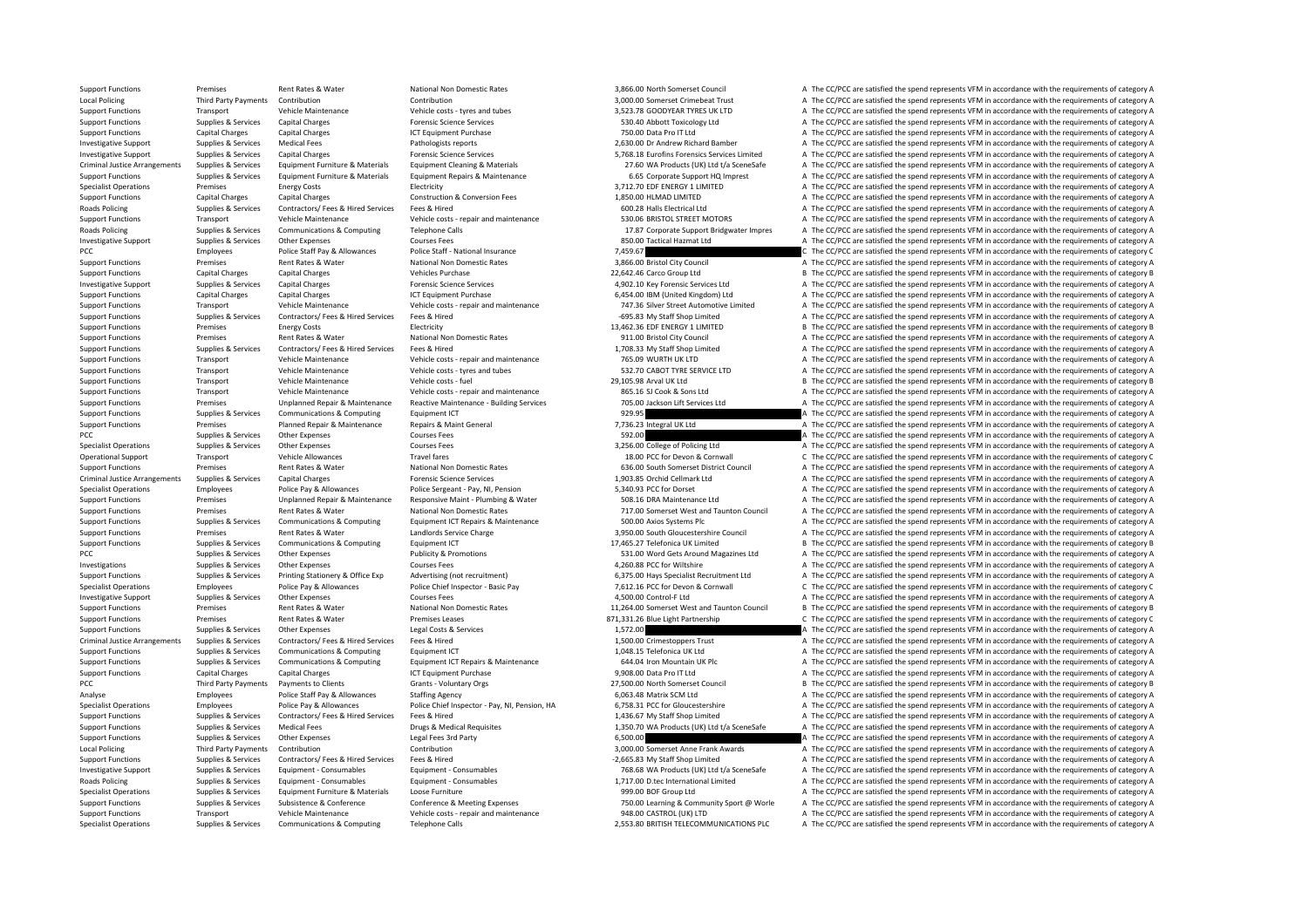| | | | | | | |
|---|---|---|---|---|---|---|
| Support Functions | Premises | Rent Rates & Water | National Non Domestic Rates | 3,866.00 | North Somerset Council | A The CC/PCC are satisfied the spend represents VFM in accordance with the requirements of category A |
| Local Policing | Third Party Payments | Contribution | Contribution | 3,000.00 | Somerset Crimebeat Trust | A The CC/PCC are satisfied the spend represents VFM in accordance with the requirements of category A |
| Support Functions | Transport | Vehicle Maintenance | Vehicle costs - tyres and tubes | 3,523.78 | GOODYEAR TYRES UK LTD | A The CC/PCC are satisfied the spend represents VFM in accordance with the requirements of category A |
| Support Functions | Supplies & Services | Capital Charges | Forensic Science Services | 530.40 | Abbott Toxicology Ltd | A The CC/PCC are satisfied the spend represents VFM in accordance with the requirements of category A |
| Support Functions | Capital Charges | Capital Charges | ICT Equipment Purchase | 750.00 | Data Pro IT Ltd | A The CC/PCC are satisfied the spend represents VFM in accordance with the requirements of category A |
| Investigative Support | Supplies & Services | Medical Fees | Pathologists reports | 2,630.00 | Dr Andrew Richard Bamber | A The CC/PCC are satisfied the spend represents VFM in accordance with the requirements of category A |
| Investigative Support | Supplies & Services | Capital Charges | Forensic Science Services | 5,768.18 | Eurofins Forensics Services Limited | A The CC/PCC are satisfied the spend represents VFM in accordance with the requirements of category A |
| Criminal Justice Arrangements | Supplies & Services | Equipment Furniture & Materials | Equipment Cleaning & Materials | 27.60 | WA Products (UK) Ltd t/a SceneSafe | A The CC/PCC are satisfied the spend represents VFM in accordance with the requirements of category A |
| Support Functions | Supplies & Services | Equipment Furniture & Materials | Equipment Repairs & Maintenance | 6.65 | Corporate Support HQ Imprest | A The CC/PCC are satisfied the spend represents VFM in accordance with the requirements of category A |
| Specialist Operations | Premises | Energy Costs | Electricity | 3,712.70 | EDF ENERGY 1 LIMITED | A The CC/PCC are satisfied the spend represents VFM in accordance with the requirements of category A |
| Support Functions | Capital Charges | Capital Charges | Construction & Conversion Fees | 1,850.00 | HLMAD LIMITED | A The CC/PCC are satisfied the spend represents VFM in accordance with the requirements of category A |
| Roads Policing | Supplies & Services | Contractors/ Fees & Hired Services | Fees & Hired | 600.28 | Halls Electrical Ltd | A The CC/PCC are satisfied the spend represents VFM in accordance with the requirements of category A |
| Support Functions | Transport | Vehicle Maintenance | Vehicle costs - repair and maintenance | 530.06 | BRISTOL STREET MOTORS | A The CC/PCC are satisfied the spend represents VFM in accordance with the requirements of category A |
| Roads Policing | Supplies & Services | Communications & Computing | Telephone Calls | 17.87 | Corporate Support Bridgwater Impres | A The CC/PCC are satisfied the spend represents VFM in accordance with the requirements of category A |
| Investigative Support | Supplies & Services | Other Expenses | Courses Fees | 850.00 | Tactical Hazmat Ltd | A The CC/PCC are satisfied the spend represents VFM in accordance with the requirements of category A |
| PCC | Employees | Police Staff Pay & Allowances | Police Staff - National Insurance | 7,459.67 | | C The CC/PCC are satisfied the spend represents VFM in accordance with the requirements of category C |
| Support Functions | Premises | Rent Rates & Water | National Non Domestic Rates | 3,866.00 | Bristol City Council | A The CC/PCC are satisfied the spend represents VFM in accordance with the requirements of category A |
| Support Functions | Capital Charges | Capital Charges | Vehicles Purchase | 22,642.46 | Carco Group Ltd | B The CC/PCC are satisfied the spend represents VFM in accordance with the requirements of category B |
| Investigative Support | Supplies & Services | Capital Charges | Forensic Science Services | 4,902.10 | Key Forensic Services Ltd | A The CC/PCC are satisfied the spend represents VFM in accordance with the requirements of category A |
| Support Functions | Capital Charges | Capital Charges | ICT Equipment Purchase | 6,454.00 | IBM (United Kingdom) Ltd | A The CC/PCC are satisfied the spend represents VFM in accordance with the requirements of category A |
| Support Functions | Transport | Vehicle Maintenance | Vehicle costs - repair and maintenance | 747.36 | Silver Street Automotive Limited | A The CC/PCC are satisfied the spend represents VFM in accordance with the requirements of category A |
| Support Functions | Supplies & Services | Contractors/ Fees & Hired Services | Fees & Hired | -695.83 | My Staff Shop Limited | A The CC/PCC are satisfied the spend represents VFM in accordance with the requirements of category A |
| Support Functions | Premises | Energy Costs | Electricity | 13,462.36 | EDF ENERGY 1 LIMITED | B The CC/PCC are satisfied the spend represents VFM in accordance with the requirements of category B |
| Support Functions | Premises | Rent Rates & Water | National Non Domestic Rates | 911.00 | Bristol City Council | A The CC/PCC are satisfied the spend represents VFM in accordance with the requirements of category A |
| Support Functions | Supplies & Services | Contractors/ Fees & Hired Services | Fees & Hired | 1,708.33 | My Staff Shop Limited | A The CC/PCC are satisfied the spend represents VFM in accordance with the requirements of category A |
| Support Functions | Transport | Vehicle Maintenance | Vehicle costs - repair and maintenance | 765.09 | WURTH UK LTD | A The CC/PCC are satisfied the spend represents VFM in accordance with the requirements of category A |
| Support Functions | Transport | Vehicle Maintenance | Vehicle costs - tyres and tubes | 532.70 | CABOT TYRE SERVICE LTD | A The CC/PCC are satisfied the spend represents VFM in accordance with the requirements of category A |
| Support Functions | Transport | Vehicle Maintenance | Vehicle costs - fuel | 29,105.98 | Arval UK Ltd | B The CC/PCC are satisfied the spend represents VFM in accordance with the requirements of category B |
| Support Functions | Transport | Vehicle Maintenance | Vehicle costs - repair and maintenance | 865.16 | SJ Cook & Sons Ltd | A The CC/PCC are satisfied the spend represents VFM in accordance with the requirements of category A |
| Support Functions | Premises | Unplanned Repair & Maintenance | Reactive Maintenance - Building Services | 705.00 | Jackson Lift Services Ltd | A The CC/PCC are satisfied the spend represents VFM in accordance with the requirements of category A |
| Support Functions | Supplies & Services | Communications & Computing | Equipment ICT | 929.95 | | A The CC/PCC are satisfied the spend represents VFM in accordance with the requirements of category A |
| Support Functions | Premises | Planned Repair & Maintenance | Repairs & Maint General | 7,736.23 | Integral UK Ltd | A The CC/PCC are satisfied the spend represents VFM in accordance with the requirements of category A |
| PCC | Supplies & Services | Other Expenses | Courses Fees | 592.00 | | A The CC/PCC are satisfied the spend represents VFM in accordance with the requirements of category A |
| Specialist Operations | Supplies & Services | Other Expenses | Courses Fees | 3,256.00 | College of Policing Ltd | A The CC/PCC are satisfied the spend represents VFM in accordance with the requirements of category A |
| Operational Support | Transport | Vehicle Allowances | Travel fares | 18.00 | PCC for Devon & Cornwall | C The CC/PCC are satisfied the spend represents VFM in accordance with the requirements of category C |
| Support Functions | Premises | Rent Rates & Water | National Non Domestic Rates | 636.00 | South Somerset District Council | A The CC/PCC are satisfied the spend represents VFM in accordance with the requirements of category A |
| Criminal Justice Arrangements | Supplies & Services | Capital Charges | Forensic Science Services | 1,903.85 | Orchid Cellmark Ltd | A The CC/PCC are satisfied the spend represents VFM in accordance with the requirements of category A |
| Specialist Operations | Employees | Police Pay & Allowances | Police Sergeant - Pay, NI, Pension | 5,340.93 | PCC for Dorset | A The CC/PCC are satisfied the spend represents VFM in accordance with the requirements of category A |
| Support Functions | Premises | Unplanned Repair & Maintenance | Responsive Maint - Plumbing & Water | 508.16 | DRA Maintenance Ltd | A The CC/PCC are satisfied the spend represents VFM in accordance with the requirements of category A |
| Support Functions | Premises | Rent Rates & Water | National Non Domestic Rates | 717.00 | Somerset West and Taunton Council | A The CC/PCC are satisfied the spend represents VFM in accordance with the requirements of category A |
| Support Functions | Supplies & Services | Communications & Computing | Equipment ICT Repairs & Maintenance | 500.00 | Axios Systems Plc | A The CC/PCC are satisfied the spend represents VFM in accordance with the requirements of category A |
| Support Functions | Premises | Rent Rates & Water | Landlords Service Charge | 3,950.00 | South Gloucestershire Council | A The CC/PCC are satisfied the spend represents VFM in accordance with the requirements of category A |
| Support Functions | Supplies & Services | Communications & Computing | Equipment ICT | 17,465.27 | Telefonica UK Limited | B The CC/PCC are satisfied the spend represents VFM in accordance with the requirements of category B |
| PCC | Supplies & Services | Other Expenses | Publicity & Promotions | 531.00 | Word Gets Around Magazines Ltd | A The CC/PCC are satisfied the spend represents VFM in accordance with the requirements of category A |
| Investigations | Supplies & Services | Other Expenses | Courses Fees | 4,260.88 | PCC for Wiltshire | A The CC/PCC are satisfied the spend represents VFM in accordance with the requirements of category A |
| Support Functions | Supplies & Services | Printing Stationery & Office Exp | Advertising (not recruitment) | 6,375.00 | Hays Specialist Recruitment Ltd | A The CC/PCC are satisfied the spend represents VFM in accordance with the requirements of category A |
| Specialist Operations | Employees | Police Pay & Allowances | Police Chief Inspector - Basic Pay | 7,612.16 | PCC for Devon & Cornwall | C The CC/PCC are satisfied the spend represents VFM in accordance with the requirements of category C |
| Investigative Support | Supplies & Services | Other Expenses | Courses Fees | 4,500.00 | Control-F Ltd | A The CC/PCC are satisfied the spend represents VFM in accordance with the requirements of category A |
| Support Functions | Premises | Rent Rates & Water | National Non Domestic Rates | 11,264.00 | Somerset West and Taunton Council | B The CC/PCC are satisfied the spend represents VFM in accordance with the requirements of category B |
| Support Functions | Premises | Rent Rates & Water | Premises Leases | 871,331.26 | Blue Light Partnership | C The CC/PCC are satisfied the spend represents VFM in accordance with the requirements of category C |
| Support Functions | Supplies & Services | Other Expenses | Legal Costs & Services | 1,572.00 | | A The CC/PCC are satisfied the spend represents VFM in accordance with the requirements of category A |
| Criminal Justice Arrangements | Supplies & Services | Contractors/ Fees & Hired Services | Fees & Hired | 1,500.00 | Crimestoppers Trust | A The CC/PCC are satisfied the spend represents VFM in accordance with the requirements of category A |
| Support Functions | Supplies & Services | Communications & Computing | Equipment ICT | 1,048.15 | Telefonica UK Ltd | A The CC/PCC are satisfied the spend represents VFM in accordance with the requirements of category A |
| Support Functions | Supplies & Services | Communications & Computing | Equipment ICT Repairs & Maintenance | 644.04 | Iron Mountain UK Plc | A The CC/PCC are satisfied the spend represents VFM in accordance with the requirements of category A |
| Support Functions | Capital Charges | Capital Charges | ICT Equipment Purchase | 9,908.00 | Data Pro IT Ltd | A The CC/PCC are satisfied the spend represents VFM in accordance with the requirements of category A |
| PCC | Third Party Payments | Payments to Clients | Grants - Voluntary Orgs | 27,500.00 | North Somerset Council | B The CC/PCC are satisfied the spend represents VFM in accordance with the requirements of category B |
| Analyse | Employees | Police Staff Pay & Allowances | Staffing Agency | 6,063.48 | Matrix SCM Ltd | A The CC/PCC are satisfied the spend represents VFM in accordance with the requirements of category A |
| Specialist Operations | Employees | Police Pay & Allowances | Police Chief Inspector - Pay, NI, Pension, HA | 6,758.31 | PCC for Gloucestershire | A The CC/PCC are satisfied the spend represents VFM in accordance with the requirements of category A |
| Support Functions | Supplies & Services | Contractors/ Fees & Hired Services | Fees & Hired | 1,436.67 | My Staff Shop Limited | A The CC/PCC are satisfied the spend represents VFM in accordance with the requirements of category A |
| Support Functions | Supplies & Services | Medical Fees | Drugs & Medical Requisites | 1,350.70 | WA Products (UK) Ltd t/a SceneSafe | A The CC/PCC are satisfied the spend represents VFM in accordance with the requirements of category A |
| Support Functions | Supplies & Services | Other Expenses | Legal Fees 3rd Party | 6,500.00 | | A The CC/PCC are satisfied the spend represents VFM in accordance with the requirements of category A |
| Local Policing | Third Party Payments | Contribution | Contribution | 3,000.00 | Somerset Anne Frank Awards | A The CC/PCC are satisfied the spend represents VFM in accordance with the requirements of category A |
| Support Functions | Supplies & Services | Contractors/ Fees & Hired Services | Fees & Hired | -2,665.83 | My Staff Shop Limited | A The CC/PCC are satisfied the spend represents VFM in accordance with the requirements of category A |
| Investigative Support | Supplies & Services | Equipment - Consumables | Equipment - Consumables | 768.68 | WA Products (UK) Ltd t/a SceneSafe | A The CC/PCC are satisfied the spend represents VFM in accordance with the requirements of category A |
| Roads Policing | Supplies & Services | Equipment - Consumables | Equipment - Consumables | 1,717.00 | D.tec International Limited | A The CC/PCC are satisfied the spend represents VFM in accordance with the requirements of category A |
| Specialist Operations | Supplies & Services | Equipment Furniture & Materials | Loose Furniture | 999.00 | BOF Group Ltd | A The CC/PCC are satisfied the spend represents VFM in accordance with the requirements of category A |
| Support Functions | Supplies & Services | Subsistence & Conference | Conference & Meeting Expenses | 750.00 | Learning & Community Sport @ Worle | A The CC/PCC are satisfied the spend represents VFM in accordance with the requirements of category A |
| Support Functions | Transport | Vehicle Maintenance | Vehicle costs - repair and maintenance | 948.00 | CASTROL (UK) LTD | A The CC/PCC are satisfied the spend represents VFM in accordance with the requirements of category A |
| Specialist Operations | Supplies & Services | Communications & Computing | Telephone Calls | 2,553.80 | BRITISH TELECOMMUNICATIONS PLC | A The CC/PCC are satisfied the spend represents VFM in accordance with the requirements of category A |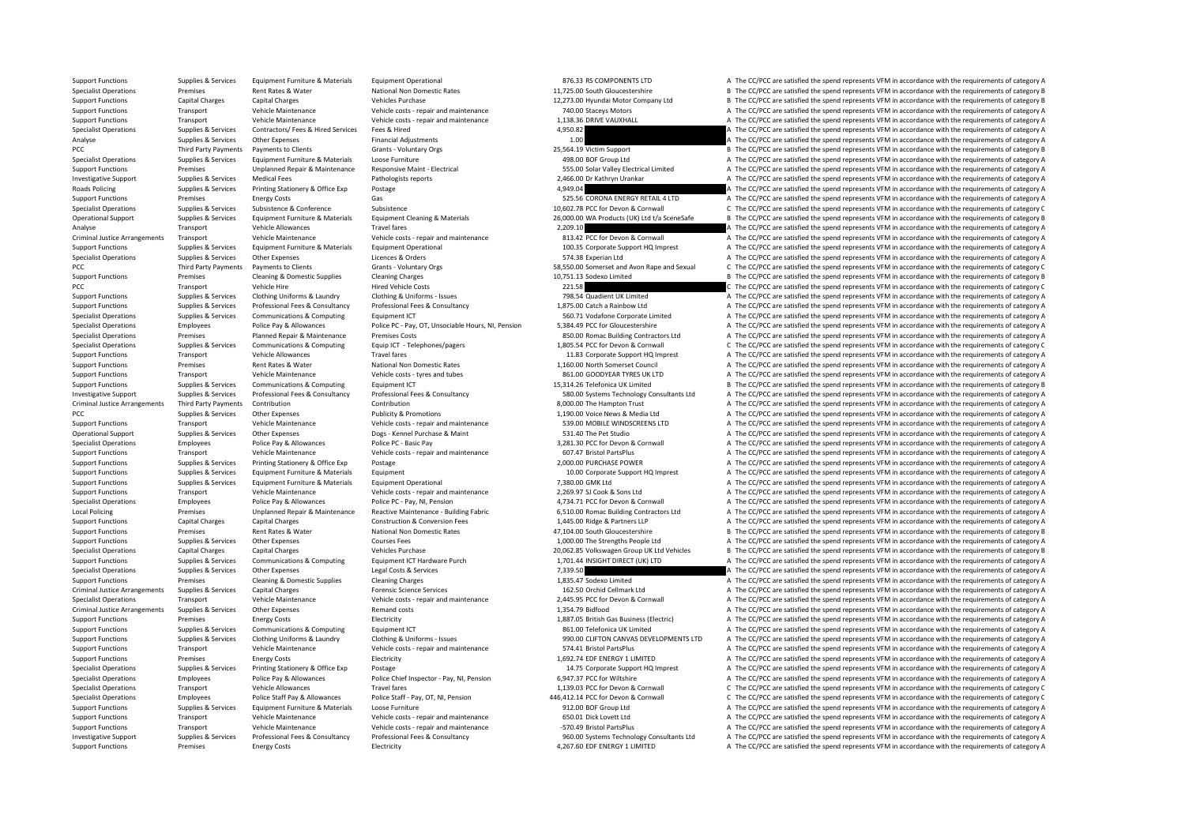| Support Functions | Supplies & Services | Equipment Furniture & Materials | Equipment Operational | 876.33 | RS COMPONENTS LTD | A | The CC/PCC are satisfied the spend represents VFM in accordance with the requirements of category A |
|---|---|---|---|---|---|---|---|
| Specialist Operations | Premises | Rent Rates & Water | National Non Domestic Rates | 11,725.00 | South Gloucestershire | B | The CC/PCC are satisfied the spend represents VFM in accordance with the requirements of category B |
| Support Functions | Capital Charges | Capital Charges | Vehicles Purchase | 12,273.00 | Hyundai Motor Company Ltd | B | The CC/PCC are satisfied the spend represents VFM in accordance with the requirements of category B |
| Support Functions | Transport | Vehicle Maintenance | Vehicle costs - repair and maintenance | 740.00 | Staceys Motors | A | The CC/PCC are satisfied the spend represents VFM in accordance with the requirements of category A |
| Support Functions | Transport | Vehicle Maintenance | Vehicle costs - repair and maintenance | 1,138.36 | DRIVE VAUXHALL | A | The CC/PCC are satisfied the spend represents VFM in accordance with the requirements of category A |
| Specialist Operations | Supplies & Services | Contractors/ Fees & Hired Services | Fees & Hired | 4,950.82 | | A | The CC/PCC are satisfied the spend represents VFM in accordance with the requirements of category A |
| Analyse | Supplies & Services | Other Expenses | Financial Adjustments | 1.00 | | A | The CC/PCC are satisfied the spend represents VFM in accordance with the requirements of category A |
| PCC | Third Party Payments | Payments to Clients | Grants - Voluntary Orgs | 25,564.19 | Victim Support | B | The CC/PCC are satisfied the spend represents VFM in accordance with the requirements of category B |
| Specialist Operations | Supplies & Services | Equipment Furniture & Materials | Loose Furniture | 498.00 | BOF Group Ltd | A | The CC/PCC are satisfied the spend represents VFM in accordance with the requirements of category A |
| Support Functions | Premises | Unplanned Repair & Maintenance | Responsive Maint - Electrical | 555.00 | Solar Valley Electrical Limited | A | The CC/PCC are satisfied the spend represents VFM in accordance with the requirements of category A |
| Investigative Support | Supplies & Services | Medical Fees | Pathologists reports | 2,466.00 | Dr Kathryn Urankar | A | The CC/PCC are satisfied the spend represents VFM in accordance with the requirements of category A |
| Roads Policing | Supplies & Services | Printing Stationery & Office Exp | Postage | 4,949.04 | | A | The CC/PCC are satisfied the spend represents VFM in accordance with the requirements of category A |
| Support Functions | Premises | Energy Costs | Gas | 525.56 | CORONA ENERGY RETAIL 4 LTD | A | The CC/PCC are satisfied the spend represents VFM in accordance with the requirements of category A |
| Specialist Operations | Supplies & Services | Subsistence & Conference | Subsistence | 10,602.78 | PCC for Devon & Cornwall | C | The CC/PCC are satisfied the spend represents VFM in accordance with the requirements of category C |
| Operational Support | Supplies & Services | Equipment Furniture & Materials | Equipment Cleaning & Materials | 26,000.00 | WA Products (UK) Ltd t/a SceneSafe | B | The CC/PCC are satisfied the spend represents VFM in accordance with the requirements of category B |
| Analyse | Transport | Vehicle Allowances | Travel fares | 2,209.10 | | A | The CC/PCC are satisfied the spend represents VFM in accordance with the requirements of category A |
| Criminal Justice Arrangements | Transport | Vehicle Maintenance | Vehicle costs - repair and maintenance | 813.42 | PCC for Devon & Cornwall | A | The CC/PCC are satisfied the spend represents VFM in accordance with the requirements of category A |
| Support Functions | Supplies & Services | Equipment Furniture & Materials | Equipment Operational | 100.35 | Corporate Support HQ Imprest | A | The CC/PCC are satisfied the spend represents VFM in accordance with the requirements of category A |
| Specialist Operations | Supplies & Services | Other Expenses | Licences & Orders | 574.38 | Experian Ltd | A | The CC/PCC are satisfied the spend represents VFM in accordance with the requirements of category A |
| PCC | Third Party Payments | Payments to Clients | Grants - Voluntary Orgs | 58,550.00 | Somerset and Avon Rape and Sexual | C | The CC/PCC are satisfied the spend represents VFM in accordance with the requirements of category C |
| Support Functions | Premises | Cleaning & Domestic Supplies | Cleaning Charges | 10,751.13 | Sodexo Limited | B | The CC/PCC are satisfied the spend represents VFM in accordance with the requirements of category B |
| PCC | Transport | Vehicle Hire | Hired Vehicle Costs | 221.58 | | C | The CC/PCC are satisfied the spend represents VFM in accordance with the requirements of category C |
| Support Functions | Supplies & Services | Clothing Uniforms & Laundry | Clothing & Uniforms - Issues | 798.54 | Quadient UK Limited | A | The CC/PCC are satisfied the spend represents VFM in accordance with the requirements of category A |
| Support Functions | Supplies & Services | Professional Fees & Consultancy | Professional Fees & Consultancy | 1,875.00 | Catch a Rainbow Ltd | A | The CC/PCC are satisfied the spend represents VFM in accordance with the requirements of category A |
| Specialist Operations | Supplies & Services | Communications & Computing | Equipment ICT | 560.71 | Vodafone Corporate Limited | A | The CC/PCC are satisfied the spend represents VFM in accordance with the requirements of category A |
| Specialist Operations | Employees | Police Pay & Allowances | Police PC - Pay, OT, Unsociable Hours, NI, Pension | 5,384.49 | PCC for Gloucestershire | A | The CC/PCC are satisfied the spend represents VFM in accordance with the requirements of category A |
| Specialist Operations | Premises | Planned Repair & Maintenance | Premises Costs | 850.00 | Romac Building Contractors Ltd | A | The CC/PCC are satisfied the spend represents VFM in accordance with the requirements of category A |
| Specialist Operations | Supplies & Services | Communications & Computing | Equip ICT - Telephones/pagers | 1,805.54 | PCC for Devon & Cornwall | C | The CC/PCC are satisfied the spend represents VFM in accordance with the requirements of category C |
| Support Functions | Transport | Vehicle Allowances | Travel fares | 11.83 | Corporate Support HQ Imprest | A | The CC/PCC are satisfied the spend represents VFM in accordance with the requirements of category A |
| Support Functions | Premises | Rent Rates & Water | National Non Domestic Rates | 1,160.00 | North Somerset Council | A | The CC/PCC are satisfied the spend represents VFM in accordance with the requirements of category A |
| Support Functions | Transport | Vehicle Maintenance | Vehicle costs - tyres and tubes | 861.00 | GOODYEAR TYRES UK LTD | A | The CC/PCC are satisfied the spend represents VFM in accordance with the requirements of category A |
| Support Functions | Supplies & Services | Communications & Computing | Equipment ICT | 15,314.26 | Telefonica UK Limited | B | The CC/PCC are satisfied the spend represents VFM in accordance with the requirements of category B |
| Investigative Support | Supplies & Services | Professional Fees & Consultancy | Professional Fees & Consultancy | 580.00 | Systems Technology Consultants Ltd | A | The CC/PCC are satisfied the spend represents VFM in accordance with the requirements of category A |
| Criminal Justice Arrangements | Third Party Payments | Contribution | Contribution | 8,000.00 | The Hampton Trust | A | The CC/PCC are satisfied the spend represents VFM in accordance with the requirements of category A |
| PCC | Supplies & Services | Other Expenses | Publicity & Promotions | 1,190.00 | Voice News & Media Ltd | A | The CC/PCC are satisfied the spend represents VFM in accordance with the requirements of category A |
| Support Functions | Transport | Vehicle Maintenance | Vehicle costs - repair and maintenance | 539.00 | MOBILE WINDSCREENS LTD | A | The CC/PCC are satisfied the spend represents VFM in accordance with the requirements of category A |
| Operational Support | Supplies & Services | Other Expenses | Dogs - Kennel Purchase & Maint | 531.40 | The Pet Studio | A | The CC/PCC are satisfied the spend represents VFM in accordance with the requirements of category A |
| Specialist Operations | Employees | Police Pay & Allowances | Police PC - Basic Pay | 3,281.30 | PCC for Devon & Cornwall | A | The CC/PCC are satisfied the spend represents VFM in accordance with the requirements of category A |
| Support Functions | Transport | Vehicle Maintenance | Vehicle costs - repair and maintenance | 607.47 | Bristol PartsPlus | A | The CC/PCC are satisfied the spend represents VFM in accordance with the requirements of category A |
| Support Functions | Supplies & Services | Printing Stationery & Office Exp | Postage | 2,000.00 | PURCHASE POWER | A | The CC/PCC are satisfied the spend represents VFM in accordance with the requirements of category A |
| Support Functions | Supplies & Services | Equipment Furniture & Materials | Equipment | 10.00 | Corporate Support HQ Imprest | A | The CC/PCC are satisfied the spend represents VFM in accordance with the requirements of category A |
| Support Functions | Supplies & Services | Equipment Furniture & Materials | Equipment Operational | 7,380.00 | GMK Ltd | A | The CC/PCC are satisfied the spend represents VFM in accordance with the requirements of category A |
| Support Functions | Transport | Vehicle Maintenance | Vehicle costs - repair and maintenance | 2,269.97 | SJ Cook & Sons Ltd | A | The CC/PCC are satisfied the spend represents VFM in accordance with the requirements of category A |
| Specialist Operations | Employees | Police Pay & Allowances | Police PC - Pay, NI, Pension | 4,734.71 | PCC for Devon & Cornwall | A | The CC/PCC are satisfied the spend represents VFM in accordance with the requirements of category A |
| Local Policing | Premises | Unplanned Repair & Maintenance | Reactive Maintenance - Building Fabric | 6,510.00 | Romac Building Contractors Ltd | A | The CC/PCC are satisfied the spend represents VFM in accordance with the requirements of category A |
| Support Functions | Capital Charges | Capital Charges | Construction & Conversion Fees | 1,445.00 | Ridge & Partners LLP | A | The CC/PCC are satisfied the spend represents VFM in accordance with the requirements of category A |
| Support Functions | Premises | Rent Rates & Water | National Non Domestic Rates | 47,104.00 | South Gloucestershire | B | The CC/PCC are satisfied the spend represents VFM in accordance with the requirements of category B |
| Support Functions | Supplies & Services | Other Expenses | Courses Fees | 1,000.00 | The Strengths People Ltd | A | The CC/PCC are satisfied the spend represents VFM in accordance with the requirements of category A |
| Specialist Operations | Capital Charges | Capital Charges | Vehicles Purchase | 20,062.85 | Volkswagen Group UK Ltd Vehicles | B | The CC/PCC are satisfied the spend represents VFM in accordance with the requirements of category B |
| Support Functions | Supplies & Services | Communications & Computing | Equipment ICT Hardware Purch | 1,701.44 | INSIGHT DIRECT (UK) LTD | A | The CC/PCC are satisfied the spend represents VFM in accordance with the requirements of category A |
| Specialist Operations | Supplies & Services | Other Expenses | Legal Costs & Services | 7,339.50 | | A | The CC/PCC are satisfied the spend represents VFM in accordance with the requirements of category A |
| Support Functions | Premises | Cleaning & Domestic Supplies | Cleaning Charges | 1,835.47 | Sodexo Limited | A | The CC/PCC are satisfied the spend represents VFM in accordance with the requirements of category A |
| Criminal Justice Arrangements | Supplies & Services | Capital Charges | Forensic Science Services | 162.50 | Orchid Cellmark Ltd | A | The CC/PCC are satisfied the spend represents VFM in accordance with the requirements of category A |
| Specialist Operations | Transport | Vehicle Maintenance | Vehicle costs - repair and maintenance | 2,445.95 | PCC for Devon & Cornwall | A | The CC/PCC are satisfied the spend represents VFM in accordance with the requirements of category A |
| Criminal Justice Arrangements | Supplies & Services | Other Expenses | Remand costs | 1,354.79 | Bidfood | A | The CC/PCC are satisfied the spend represents VFM in accordance with the requirements of category A |
| Support Functions | Premises | Energy Costs | Electricity | 1,887.05 | British Gas Business (Electric) | A | The CC/PCC are satisfied the spend represents VFM in accordance with the requirements of category A |
| Support Functions | Supplies & Services | Communications & Computing | Equipment ICT | 861.00 | Telefonica UK Limited | A | The CC/PCC are satisfied the spend represents VFM in accordance with the requirements of category A |
| Support Functions | Supplies & Services | Clothing Uniforms & Laundry | Clothing & Uniforms - Issues | 990.00 | CLIFTON CANVAS DEVELOPMENTS LTD | A | The CC/PCC are satisfied the spend represents VFM in accordance with the requirements of category A |
| Support Functions | Transport | Vehicle Maintenance | Vehicle costs - repair and maintenance | 574.41 | Bristol PartsPlus | A | The CC/PCC are satisfied the spend represents VFM in accordance with the requirements of category A |
| Support Functions | Premises | Energy Costs | Electricity | 1,692.74 | EDF ENERGY 1 LIMITED | A | The CC/PCC are satisfied the spend represents VFM in accordance with the requirements of category A |
| Specialist Operations | Supplies & Services | Printing Stationery & Office Exp | Postage | 14.75 | Corporate Support HQ Imprest | A | The CC/PCC are satisfied the spend represents VFM in accordance with the requirements of category A |
| Specialist Operations | Employees | Police Pay & Allowances | Police Chief Inspector - Pay, NI, Pension | 6,947.37 | PCC for Wiltshire | A | The CC/PCC are satisfied the spend represents VFM in accordance with the requirements of category A |
| Specialist Operations | Transport | Vehicle Allowances | Travel fares | 1,139.03 | PCC for Devon & Cornwall | C | The CC/PCC are satisfied the spend represents VFM in accordance with the requirements of category C |
| Specialist Operations | Employees | Police Staff Pay & Allowances | Police Staff - Pay, OT, NI, Pension | 446,412.14 | PCC for Devon & Cornwall | C | The CC/PCC are satisfied the spend represents VFM in accordance with the requirements of category C |
| Support Functions | Supplies & Services | Equipment Furniture & Materials | Loose Furniture | 912.00 | BOF Group Ltd | A | The CC/PCC are satisfied the spend represents VFM in accordance with the requirements of category A |
| Support Functions | Transport | Vehicle Maintenance | Vehicle costs - repair and maintenance | 650.01 | Dick Lovett Ltd | A | The CC/PCC are satisfied the spend represents VFM in accordance with the requirements of category A |
| Support Functions | Transport | Vehicle Maintenance | Vehicle costs - repair and maintenance | -570.49 | Bristol PartsPlus | A | The CC/PCC are satisfied the spend represents VFM in accordance with the requirements of category A |
| Investigative Support | Supplies & Services | Professional Fees & Consultancy | Professional Fees & Consultancy | 960.00 | Systems Technology Consultants Ltd | A | The CC/PCC are satisfied the spend represents VFM in accordance with the requirements of category A |
| Support Functions | Premises | Energy Costs | Electricity | 4,267.60 | EDF ENERGY 1 LIMITED | A | The CC/PCC are satisfied the spend represents VFM in accordance with the requirements of category A |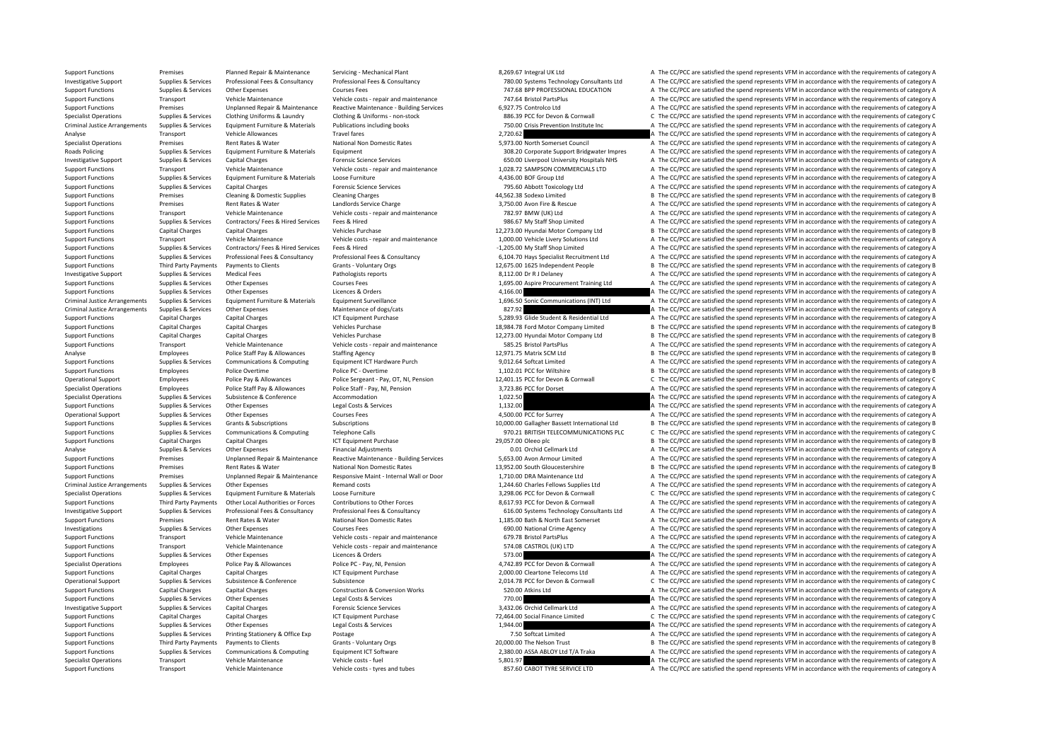| | | | | | | | |
|---|---|---|---|---|---|---|---|
| Support Functions | Premises | Planned Repair & Maintenance | Servicing - Mechanical Plant | 8,269.67 | Integral UK Ltd | A | The CC/PCC are satisfied the spend represents VFM in accordance with the requirements of category A |
| Investigative Support | Supplies & Services | Professional Fees & Consultancy | Professional Fees & Consultancy | 780.00 | Systems Technology Consultants Ltd | A | The CC/PCC are satisfied the spend represents VFM in accordance with the requirements of category A |
| Support Functions | Supplies & Services | Other Expenses | Courses Fees | 747.68 | BPP PROFESSIONAL EDUCATION | A | The CC/PCC are satisfied the spend represents VFM in accordance with the requirements of category A |
| Support Functions | Transport | Vehicle Maintenance | Vehicle costs - repair and maintenance | 747.64 | Bristol PartsPlus | A | The CC/PCC are satisfied the spend represents VFM in accordance with the requirements of category A |
| Support Functions | Premises | Unplanned Repair & Maintenance | Reactive Maintenance - Building Services | 6,927.75 | Controlco Ltd | A | The CC/PCC are satisfied the spend represents VFM in accordance with the requirements of category A |
| Specialist Operations | Supplies & Services | Clothing Uniforms & Laundry | Clothing & Uniforms - non-stock | 886.39 | PCC for Devon & Cornwall | C | The CC/PCC are satisfied the spend represents VFM in accordance with the requirements of category C |
| Criminal Justice Arrangements | Supplies & Services | Equipment Furniture & Materials | Publications including books | 750.00 | Crisis Prevention Institute Inc | A | The CC/PCC are satisfied the spend represents VFM in accordance with the requirements of category A |
| Analyse | Transport | Vehicle Allowances | Travel fares | 2,720.62 | | A | The CC/PCC are satisfied the spend represents VFM in accordance with the requirements of category A |
| Specialist Operations | Premises | Rent Rates & Water | National Non Domestic Rates | 5,973.00 | North Somerset Council | A | The CC/PCC are satisfied the spend represents VFM in accordance with the requirements of category A |
| Roads Policing | Supplies & Services | Equipment Furniture & Materials | Equipment | 308.20 | Corporate Support Bridgwater Impres | A | The CC/PCC are satisfied the spend represents VFM in accordance with the requirements of category A |
| Investigative Support | Supplies & Services | Capital Charges | Forensic Science Services | 650.00 | Liverpool University Hospitals NHS | A | The CC/PCC are satisfied the spend represents VFM in accordance with the requirements of category A |
| Support Functions | Transport | Vehicle Maintenance | Vehicle costs - repair and maintenance | 1,028.72 | SAMPSON COMMERCIALS LTD | A | The CC/PCC are satisfied the spend represents VFM in accordance with the requirements of category A |
| Support Functions | Supplies & Services | Equipment Furniture & Materials | Loose Furniture | 4,436.00 | BOF Group Ltd | A | The CC/PCC are satisfied the spend represents VFM in accordance with the requirements of category A |
| Support Functions | Supplies & Services | Capital Charges | Forensic Science Services | 795.60 | Abbott Toxicology Ltd | A | The CC/PCC are satisfied the spend represents VFM in accordance with the requirements of category A |
| Support Functions | Premises | Cleaning & Domestic Supplies | Cleaning Charges | 44,562.38 | Sodexo Limited | B | The CC/PCC are satisfied the spend represents VFM in accordance with the requirements of category B |
| Support Functions | Premises | Rent Rates & Water | Landlords Service Charge | 3,750.00 | Avon Fire & Rescue | A | The CC/PCC are satisfied the spend represents VFM in accordance with the requirements of category A |
| Support Functions | Transport | Vehicle Maintenance | Vehicle costs - repair and maintenance | 782.97 | BMW (UK) Ltd | A | The CC/PCC are satisfied the spend represents VFM in accordance with the requirements of category A |
| Support Functions | Supplies & Services | Contractors/ Fees & Hired Services | Fees & Hired | 986.67 | My Staff Shop Limited | A | The CC/PCC are satisfied the spend represents VFM in accordance with the requirements of category A |
| Support Functions | Capital Charges | Capital Charges | Vehicles Purchase | 12,273.00 | Hyundai Motor Company Ltd | B | The CC/PCC are satisfied the spend represents VFM in accordance with the requirements of category B |
| Support Functions | Transport | Vehicle Maintenance | Vehicle costs - repair and maintenance | 1,000.00 | Vehicle Livery Solutions Ltd | A | The CC/PCC are satisfied the spend represents VFM in accordance with the requirements of category A |
| Support Functions | Supplies & Services | Contractors/ Fees & Hired Services | Fees & Hired | -1,205.00 | My Staff Shop Limited | A | The CC/PCC are satisfied the spend represents VFM in accordance with the requirements of category A |
| Support Functions | Supplies & Services | Professional Fees & Consultancy | Professional Fees & Consultancy | 6,104.70 | Hays Specialist Recruitment Ltd | A | The CC/PCC are satisfied the spend represents VFM in accordance with the requirements of category A |
| Support Functions | Third Party Payments | Payments to Clients | Grants - Voluntary Orgs | 12,675.00 | 1625 Independent People | B | The CC/PCC are satisfied the spend represents VFM in accordance with the requirements of category B |
| Investigative Support | Supplies & Services | Medical Fees | Pathologists reports | 8,112.00 | Dr R J Delaney | A | The CC/PCC are satisfied the spend represents VFM in accordance with the requirements of category A |
| Support Functions | Supplies & Services | Other Expenses | Courses Fees | 1,695.00 | Aspire Procurement Training Ltd | A | The CC/PCC are satisfied the spend represents VFM in accordance with the requirements of category A |
| Support Functions | Supplies & Services | Other Expenses | Licences & Orders | 4,166.00 | | A | The CC/PCC are satisfied the spend represents VFM in accordance with the requirements of category A |
| Criminal Justice Arrangements | Supplies & Services | Equipment Furniture & Materials | Equipment Surveillance | 1,696.50 | Sonic Communications (INT) Ltd | A | The CC/PCC are satisfied the spend represents VFM in accordance with the requirements of category A |
| Criminal Justice Arrangements | Supplies & Services | Other Expenses | Maintenance of dogs/cats | 827.92 | | A | The CC/PCC are satisfied the spend represents VFM in accordance with the requirements of category A |
| Support Functions | Capital Charges | Capital Charges | ICT Equipment Purchase | 5,289.93 | Glide Student & Residential Ltd | A | The CC/PCC are satisfied the spend represents VFM in accordance with the requirements of category A |
| Support Functions | Capital Charges | Capital Charges | Vehicles Purchase | 18,984.78 | Ford Motor Company Limited | B | The CC/PCC are satisfied the spend represents VFM in accordance with the requirements of category B |
| Support Functions | Capital Charges | Capital Charges | Vehicles Purchase | 12,273.00 | Hyundai Motor Company Ltd | B | The CC/PCC are satisfied the spend represents VFM in accordance with the requirements of category B |
| Support Functions | Transport | Vehicle Maintenance | Vehicle costs - repair and maintenance | 585.25 | Bristol PartsPlus | A | The CC/PCC are satisfied the spend represents VFM in accordance with the requirements of category A |
| Analyse | Employees | Police Staff Pay & Allowances | Staffing Agency | 12,971.75 | Matrix SCM Ltd | B | The CC/PCC are satisfied the spend represents VFM in accordance with the requirements of category B |
| Support Functions | Supplies & Services | Communications & Computing | Equipment ICT Hardware Purch | 9,012.64 | Softcat Limited | A | The CC/PCC are satisfied the spend represents VFM in accordance with the requirements of category A |
| Support Functions | Employees | Police Overtime | Police PC - Overtime | 1,102.01 | PCC for Wiltshire | B | The CC/PCC are satisfied the spend represents VFM in accordance with the requirements of category B |
| Operational Support | Employees | Police Pay & Allowances | Police Sergeant - Pay, OT, NI, Pension | 12,401.15 | PCC for Devon & Cornwall | C | The CC/PCC are satisfied the spend represents VFM in accordance with the requirements of category C |
| Specialist Operations | Employees | Police Staff Pay & Allowances | Police Staff - Pay, NI, Pension | 3,723.86 | PCC for Dorset | A | The CC/PCC are satisfied the spend represents VFM in accordance with the requirements of category A |
| Specialist Operations | Supplies & Services | Subsistence & Conference | Accommodation | 1,022.50 | | A | The CC/PCC are satisfied the spend represents VFM in accordance with the requirements of category A |
| Support Functions | Supplies & Services | Other Expenses | Legal Costs & Services | 1,132.00 | | A | The CC/PCC are satisfied the spend represents VFM in accordance with the requirements of category A |
| Operational Support | Supplies & Services | Other Expenses | Courses Fees | 4,500.00 | PCC for Surrey | A | The CC/PCC are satisfied the spend represents VFM in accordance with the requirements of category A |
| Support Functions | Supplies & Services | Grants & Subscriptions | Subscriptions | 10,000.00 | Gallagher Bassett International Ltd | B | The CC/PCC are satisfied the spend represents VFM in accordance with the requirements of category B |
| Support Functions | Supplies & Services | Communications & Computing | Telephone Calls | 970.21 | BRITISH TELECOMMUNICATIONS PLC | C | The CC/PCC are satisfied the spend represents VFM in accordance with the requirements of category C |
| Support Functions | Capital Charges | Capital Charges | ICT Equipment Purchase | 29,057.00 | Oleeo plc | B | The CC/PCC are satisfied the spend represents VFM in accordance with the requirements of category B |
| Analyse | Supplies & Services | Other Expenses | Financial Adjustments | 0.01 | Orchid Cellmark Ltd | A | The CC/PCC are satisfied the spend represents VFM in accordance with the requirements of category A |
| Support Functions | Premises | Unplanned Repair & Maintenance | Reactive Maintenance - Building Services | 5,653.00 | Avon Armour Limited | A | The CC/PCC are satisfied the spend represents VFM in accordance with the requirements of category A |
| Support Functions | Premises | Rent Rates & Water | National Non Domestic Rates | 13,952.00 | South Gloucestershire | B | The CC/PCC are satisfied the spend represents VFM in accordance with the requirements of category B |
| Support Functions | Premises | Unplanned Repair & Maintenance | Responsive Maint - Internal Wall or Door | 1,710.00 | DRA Maintenance Ltd | A | The CC/PCC are satisfied the spend represents VFM in accordance with the requirements of category A |
| Criminal Justice Arrangements | Supplies & Services | Other Expenses | Remand costs | 1,244.60 | Charles Fellows Supplies Ltd | A | The CC/PCC are satisfied the spend represents VFM in accordance with the requirements of category A |
| Specialist Operations | Supplies & Services | Equipment Furniture & Materials | Loose Furniture | 3,298.06 | PCC for Devon & Cornwall | C | The CC/PCC are satisfied the spend represents VFM in accordance with the requirements of category C |
| Support Functions | Third Party Payments | Other Local Authorities or Forces | Contributions to Other Forces | 8,617.93 | PCC for Devon & Cornwall | A | The CC/PCC are satisfied the spend represents VFM in accordance with the requirements of category A |
| Investigative Support | Supplies & Services | Professional Fees & Consultancy | Professional Fees & Consultancy | 616.00 | Systems Technology Consultants Ltd | A | The CC/PCC are satisfied the spend represents VFM in accordance with the requirements of category A |
| Support Functions | Premises | Rent Rates & Water | National Non Domestic Rates | 1,185.00 | Bath & North East Somerset | A | The CC/PCC are satisfied the spend represents VFM in accordance with the requirements of category A |
| Investigations | Supplies & Services | Other Expenses | Courses Fees | 690.00 | National Crime Agency | A | The CC/PCC are satisfied the spend represents VFM in accordance with the requirements of category A |
| Support Functions | Transport | Vehicle Maintenance | Vehicle costs - repair and maintenance | 679.78 | Bristol PartsPlus | A | The CC/PCC are satisfied the spend represents VFM in accordance with the requirements of category A |
| Support Functions | Transport | Vehicle Maintenance | Vehicle costs - repair and maintenance | 574.08 | CASTROL (UK) LTD | A | The CC/PCC are satisfied the spend represents VFM in accordance with the requirements of category A |
| Support Functions | Supplies & Services | Other Expenses | Licences & Orders | 573.00 | | A | The CC/PCC are satisfied the spend represents VFM in accordance with the requirements of category A |
| Specialist Operations | Employees | Police Pay & Allowances | Police PC - Pay, NI, Pension | 4,742.89 | PCC for Devon & Cornwall | A | The CC/PCC are satisfied the spend represents VFM in accordance with the requirements of category A |
| Support Functions | Capital Charges | Capital Charges | ICT Equipment Purchase | 2,000.00 | Cleartone Telecoms Ltd | A | The CC/PCC are satisfied the spend represents VFM in accordance with the requirements of category A |
| Operational Support | Supplies & Services | Subsistence & Conference | Subsistence | 2,014.78 | PCC for Devon & Cornwall | C | The CC/PCC are satisfied the spend represents VFM in accordance with the requirements of category C |
| Support Functions | Capital Charges | Capital Charges | Construction & Conversion Works | 520.00 | Atkins Ltd | A | The CC/PCC are satisfied the spend represents VFM in accordance with the requirements of category A |
| Support Functions | Supplies & Services | Other Expenses | Legal Costs & Services | 770.00 | | A | The CC/PCC are satisfied the spend represents VFM in accordance with the requirements of category A |
| Investigative Support | Supplies & Services | Capital Charges | Forensic Science Services | 3,432.06 | Orchid Cellmark Ltd | A | The CC/PCC are satisfied the spend represents VFM in accordance with the requirements of category A |
| Support Functions | Capital Charges | Capital Charges | ICT Equipment Purchase | 72,464.00 | Social Finance Limited | C | The CC/PCC are satisfied the spend represents VFM in accordance with the requirements of category C |
| Support Functions | Supplies & Services | Other Expenses | Legal Costs & Services | 1,944.00 | | A | The CC/PCC are satisfied the spend represents VFM in accordance with the requirements of category A |
| Support Functions | Supplies & Services | Printing Stationery & Office Exp | Postage | 7.50 | Softcat Limited | A | The CC/PCC are satisfied the spend represents VFM in accordance with the requirements of category A |
| Support Functions | Third Party Payments | Payments to Clients | Grants - Voluntary Orgs | 20,000.00 | The Nelson Trust | B | The CC/PCC are satisfied the spend represents VFM in accordance with the requirements of category B |
| Support Functions | Supplies & Services | Communications & Computing | Equipment ICT Software | 2,380.00 | ASSA ABLOY Ltd T/A Traka | A | The CC/PCC are satisfied the spend represents VFM in accordance with the requirements of category A |
| Specialist Operations | Transport | Vehicle Maintenance | Vehicle costs - fuel | 5,801.97 | | A | The CC/PCC are satisfied the spend represents VFM in accordance with the requirements of category A |
| Support Functions | Transport | Vehicle Maintenance | Vehicle costs - tyres and tubes | 857.60 | CABOT TYRE SERVICE LTD | A | The CC/PCC are satisfied the spend represents VFM in accordance with the requirements of category A |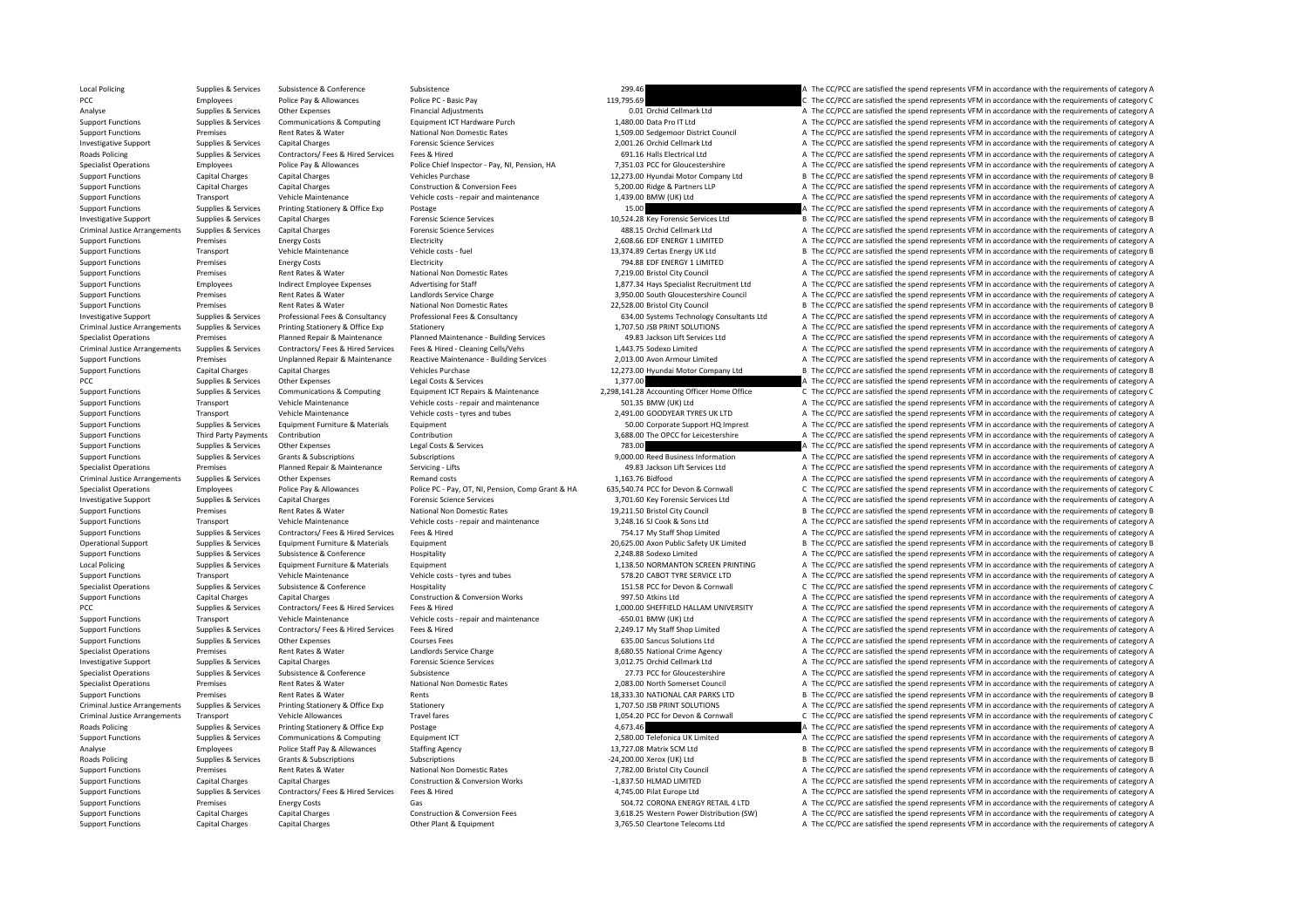| | | | | | | | |
|---|---|---|---|---|---|---|---|
| Local Policing | Supplies & Services | Subsistence & Conference | Subsistence | 299.46 | | A | The CC/PCC are satisfied the spend represents VFM in accordance with the requirements of category A |
| PCC | Employees | Police Pay & Allowances | Police PC - Basic Pay | 119,795.69 | | C | The CC/PCC are satisfied the spend represents VFM in accordance with the requirements of category C |
| Analyse | Supplies & Services | Other Expenses | Financial Adjustments | 0.01 | Orchid Cellmark Ltd | A | The CC/PCC are satisfied the spend represents VFM in accordance with the requirements of category A |
| Support Functions | Supplies & Services | Communications & Computing | Equipment ICT Hardware Purch | 1,480.00 | Data Pro IT Ltd | A | The CC/PCC are satisfied the spend represents VFM in accordance with the requirements of category A |
| Support Functions | Premises | Rent Rates & Water | National Non Domestic Rates | 1,509.00 | Sedgemoor District Council | A | The CC/PCC are satisfied the spend represents VFM in accordance with the requirements of category A |
| Investigative Support | Supplies & Services | Capital Charges | Forensic Science Services | 2,001.26 | Orchid Cellmark Ltd | A | The CC/PCC are satisfied the spend represents VFM in accordance with the requirements of category A |
| Roads Policing | Supplies & Services | Contractors/ Fees & Hired Services | Fees & Hired | 691.16 | Halls Electrical Ltd | A | The CC/PCC are satisfied the spend represents VFM in accordance with the requirements of category A |
| Specialist Operations | Employees | Police Pay & Allowances | Police Chief Inspector - Pay, NI, Pension, HA | 7,351.03 | PCC for Gloucestershire | A | The CC/PCC are satisfied the spend represents VFM in accordance with the requirements of category A |
| Support Functions | Capital Charges | Capital Charges | Vehicles Purchase | 12,273.00 | Hyundai Motor Company Ltd | B | The CC/PCC are satisfied the spend represents VFM in accordance with the requirements of category B |
| Support Functions | Capital Charges | Capital Charges | Construction & Conversion Fees | 5,200.00 | Ridge & Partners LLP | A | The CC/PCC are satisfied the spend represents VFM in accordance with the requirements of category A |
| Support Functions | Transport | Vehicle Maintenance | Vehicle costs - repair and maintenance | 1,439.00 | BMW (UK) Ltd | A | The CC/PCC are satisfied the spend represents VFM in accordance with the requirements of category A |
| Support Functions | Supplies & Services | Printing Stationery & Office Exp | Postage | 15.00 | | A | The CC/PCC are satisfied the spend represents VFM in accordance with the requirements of category A |
| Investigative Support | Supplies & Services | Capital Charges | Forensic Science Services | 10,524.28 | Key Forensic Services Ltd | B | The CC/PCC are satisfied the spend represents VFM in accordance with the requirements of category B |
| Criminal Justice Arrangements | Supplies & Services | Capital Charges | Forensic Science Services | 488.15 | Orchid Cellmark Ltd | A | The CC/PCC are satisfied the spend represents VFM in accordance with the requirements of category A |
| Support Functions | Premises | Energy Costs | Electricity | 2,608.66 | EDF ENERGY 1 LIMITED | A | The CC/PCC are satisfied the spend represents VFM in accordance with the requirements of category A |
| Support Functions | Transport | Vehicle Maintenance | Vehicle costs - fuel | 13,374.89 | Certas Energy UK Ltd | B | The CC/PCC are satisfied the spend represents VFM in accordance with the requirements of category B |
| Support Functions | Premises | Energy Costs | Electricity | 794.88 | EDF ENERGY 1 LIMITED | A | The CC/PCC are satisfied the spend represents VFM in accordance with the requirements of category A |
| Support Functions | Premises | Rent Rates & Water | National Non Domestic Rates | 7,219.00 | Bristol City Council | A | The CC/PCC are satisfied the spend represents VFM in accordance with the requirements of category A |
| Support Functions | Employees | Indirect Employee Expenses | Advertising for Staff | 1,877.34 | Hays Specialist Recruitment Ltd | A | The CC/PCC are satisfied the spend represents VFM in accordance with the requirements of category A |
| Support Functions | Premises | Rent Rates & Water | Landlords Service Charge | 3,950.00 | South Gloucestershire Council | A | The CC/PCC are satisfied the spend represents VFM in accordance with the requirements of category A |
| Support Functions | Premises | Rent Rates & Water | National Non Domestic Rates | 22,528.00 | Bristol City Council | B | The CC/PCC are satisfied the spend represents VFM in accordance with the requirements of category B |
| Investigative Support | Supplies & Services | Professional Fees & Consultancy | Professional Fees & Consultancy | 634.00 | Systems Technology Consultants Ltd | A | The CC/PCC are satisfied the spend represents VFM in accordance with the requirements of category A |
| Criminal Justice Arrangements | Supplies & Services | Printing Stationery & Office Exp | Stationery | 1,707.50 | JSB PRINT SOLUTIONS | A | The CC/PCC are satisfied the spend represents VFM in accordance with the requirements of category A |
| Specialist Operations | Premises | Planned Repair & Maintenance | Planned Maintenance - Building Services | 49.83 | Jackson Lift Services Ltd | A | The CC/PCC are satisfied the spend represents VFM in accordance with the requirements of category A |
| Criminal Justice Arrangements | Supplies & Services | Contractors/ Fees & Hired Services | Fees & Hired - Cleaning Cells/Vehs | 1,443.75 | Sodexo Limited | A | The CC/PCC are satisfied the spend represents VFM in accordance with the requirements of category A |
| Support Functions | Premises | Unplanned Repair & Maintenance | Reactive Maintenance - Building Services | 2,013.00 | Avon Armour Limited | A | The CC/PCC are satisfied the spend represents VFM in accordance with the requirements of category A |
| Support Functions | Capital Charges | Capital Charges | Vehicles Purchase | 12,273.00 | Hyundai Motor Company Ltd | B | The CC/PCC are satisfied the spend represents VFM in accordance with the requirements of category B |
| PCC | Supplies & Services | Other Expenses | Legal Costs & Services | 1,377.00 | | A | The CC/PCC are satisfied the spend represents VFM in accordance with the requirements of category A |
| Support Functions | Supplies & Services | Communications & Computing | Equipment ICT Repairs & Maintenance | 2,298,141.28 | Accounting Officer Home Office | C | The CC/PCC are satisfied the spend represents VFM in accordance with the requirements of category C |
| Support Functions | Transport | Vehicle Maintenance | Vehicle costs - repair and maintenance | 501.35 | BMW (UK) Ltd | A | The CC/PCC are satisfied the spend represents VFM in accordance with the requirements of category A |
| Support Functions | Transport | Vehicle Maintenance | Vehicle costs - tyres and tubes | 2,491.00 | GOODYEAR TYRES UK LTD | A | The CC/PCC are satisfied the spend represents VFM in accordance with the requirements of category A |
| Support Functions | Supplies & Services | Equipment Furniture & Materials | Equipment | 50.00 | Corporate Support HQ Imprest | A | The CC/PCC are satisfied the spend represents VFM in accordance with the requirements of category A |
| Support Functions | Third Party Payments | Contribution | Contribution | 3,688.00 | The OPCC for Leicestershire | A | The CC/PCC are satisfied the spend represents VFM in accordance with the requirements of category A |
| Support Functions | Supplies & Services | Other Expenses | Legal Costs & Services | 783.00 | | A | The CC/PCC are satisfied the spend represents VFM in accordance with the requirements of category A |
| Support Functions | Supplies & Services | Grants & Subscriptions | Subscriptions | 9,000.00 | Reed Business Information | A | The CC/PCC are satisfied the spend represents VFM in accordance with the requirements of category A |
| Specialist Operations | Premises | Planned Repair & Maintenance | Servicing - Lifts | 49.83 | Jackson Lift Services Ltd | A | The CC/PCC are satisfied the spend represents VFM in accordance with the requirements of category A |
| Criminal Justice Arrangements | Supplies & Services | Other Expenses | Remand costs | 1,163.76 | Bidfood | A | The CC/PCC are satisfied the spend represents VFM in accordance with the requirements of category A |
| Specialist Operations | Employees | Police Pay & Allowances | Police PC - Pay, OT, NI, Pension, Comp Grant & HA | 635,540.74 | PCC for Devon & Cornwall | C | The CC/PCC are satisfied the spend represents VFM in accordance with the requirements of category C |
| Investigative Support | Supplies & Services | Capital Charges | Forensic Science Services | 3,701.60 | Key Forensic Services Ltd | A | The CC/PCC are satisfied the spend represents VFM in accordance with the requirements of category A |
| Support Functions | Premises | Rent Rates & Water | National Non Domestic Rates | 19,211.50 | Bristol City Council | B | The CC/PCC are satisfied the spend represents VFM in accordance with the requirements of category B |
| Support Functions | Transport | Vehicle Maintenance | Vehicle costs - repair and maintenance | 3,248.16 | SJ Cook & Sons Ltd | A | The CC/PCC are satisfied the spend represents VFM in accordance with the requirements of category A |
| Support Functions | Supplies & Services | Contractors/ Fees & Hired Services | Fees & Hired | 754.17 | My Staff Shop Limited | A | The CC/PCC are satisfied the spend represents VFM in accordance with the requirements of category A |
| Operational Support | Supplies & Services | Equipment Furniture & Materials | Equipment | 20,625.00 | Axon Public Safety UK Limited | B | The CC/PCC are satisfied the spend represents VFM in accordance with the requirements of category B |
| Support Functions | Supplies & Services | Subsistence & Conference | Hospitality | 2,248.88 | Sodexo Limited | A | The CC/PCC are satisfied the spend represents VFM in accordance with the requirements of category A |
| Local Policing | Supplies & Services | Equipment Furniture & Materials | Equipment | 1,138.50 | NORMANTON SCREEN PRINTING | A | The CC/PCC are satisfied the spend represents VFM in accordance with the requirements of category A |
| Support Functions | Transport | Vehicle Maintenance | Vehicle costs - tyres and tubes | 578.20 | CABOT TYRE SERVICE LTD | A | The CC/PCC are satisfied the spend represents VFM in accordance with the requirements of category A |
| Specialist Operations | Supplies & Services | Subsistence & Conference | Hospitality | 151.58 | PCC for Devon & Cornwall | C | The CC/PCC are satisfied the spend represents VFM in accordance with the requirements of category C |
| Support Functions | Capital Charges | Capital Charges | Construction & Conversion Works | 997.50 | Atkins Ltd | A | The CC/PCC are satisfied the spend represents VFM in accordance with the requirements of category A |
| PCC | Supplies & Services | Contractors/ Fees & Hired Services | Fees & Hired | 1,000.00 | SHEFFIELD HALLAM UNIVERSITY | A | The CC/PCC are satisfied the spend represents VFM in accordance with the requirements of category A |
| Support Functions | Transport | Vehicle Maintenance | Vehicle costs - repair and maintenance | -650.01 | BMW (UK) Ltd | A | The CC/PCC are satisfied the spend represents VFM in accordance with the requirements of category A |
| Support Functions | Supplies & Services | Contractors/ Fees & Hired Services | Fees & Hired | 2,249.17 | My Staff Shop Limited | A | The CC/PCC are satisfied the spend represents VFM in accordance with the requirements of category A |
| Support Functions | Supplies & Services | Other Expenses | Courses Fees | 635.00 | Sancus Solutions Ltd | A | The CC/PCC are satisfied the spend represents VFM in accordance with the requirements of category A |
| Specialist Operations | Premises | Rent Rates & Water | Landlords Service Charge | 8,680.55 | National Crime Agency | A | The CC/PCC are satisfied the spend represents VFM in accordance with the requirements of category A |
| Investigative Support | Supplies & Services | Capital Charges | Forensic Science Services | 3,012.75 | Orchid Cellmark Ltd | A | The CC/PCC are satisfied the spend represents VFM in accordance with the requirements of category A |
| Specialist Operations | Supplies & Services | Subsistence & Conference | Subsistence | 27.73 | PCC for Gloucestershire | A | The CC/PCC are satisfied the spend represents VFM in accordance with the requirements of category A |
| Specialist Operations | Premises | Rent Rates & Water | National Non Domestic Rates | 2,083.00 | North Somerset Council | A | The CC/PCC are satisfied the spend represents VFM in accordance with the requirements of category A |
| Support Functions | Premises | Rent Rates & Water | Rents | 18,333.30 | NATIONAL CAR PARKS LTD | B | The CC/PCC are satisfied the spend represents VFM in accordance with the requirements of category B |
| Criminal Justice Arrangements | Supplies & Services | Printing Stationery & Office Exp | Stationery | 1,707.50 | JSB PRINT SOLUTIONS | A | The CC/PCC are satisfied the spend represents VFM in accordance with the requirements of category A |
| Criminal Justice Arrangements | Transport | Vehicle Allowances | Travel fares | 1,054.20 | PCC for Devon & Cornwall | C | The CC/PCC are satisfied the spend represents VFM in accordance with the requirements of category C |
| Roads Policing | Supplies & Services | Printing Stationery & Office Exp | Postage | 4,673.46 | | A | The CC/PCC are satisfied the spend represents VFM in accordance with the requirements of category A |
| Support Functions | Supplies & Services | Communications & Computing | Equipment ICT | 2,580.00 | Telefonica UK Limited | A | The CC/PCC are satisfied the spend represents VFM in accordance with the requirements of category A |
| Analyse | Employees | Police Staff Pay & Allowances | Staffing Agency | 13,727.08 | Matrix SCM Ltd | B | The CC/PCC are satisfied the spend represents VFM in accordance with the requirements of category B |
| Roads Policing | Supplies & Services | Grants & Subscriptions | Subscriptions | -24,200.00 | Xerox (UK) Ltd | B | The CC/PCC are satisfied the spend represents VFM in accordance with the requirements of category B |
| Support Functions | Premises | Rent Rates & Water | National Non Domestic Rates | 7,782.00 | Bristol City Council | A | The CC/PCC are satisfied the spend represents VFM in accordance with the requirements of category A |
| Support Functions | Capital Charges | Capital Charges | Construction & Conversion Works | -1,837.50 | HLMAD LIMITED | A | The CC/PCC are satisfied the spend represents VFM in accordance with the requirements of category A |
| Support Functions | Supplies & Services | Contractors/ Fees & Hired Services | Fees & Hired | 4,745.00 | Pilat Europe Ltd | A | The CC/PCC are satisfied the spend represents VFM in accordance with the requirements of category A |
| Support Functions | Premises | Energy Costs | Gas | 504.72 | CORONA ENERGY RETAIL 4 LTD | A | The CC/PCC are satisfied the spend represents VFM in accordance with the requirements of category A |
| Support Functions | Capital Charges | Capital Charges | Construction & Conversion Fees | 3,618.25 | Western Power Distribution (SW) | A | The CC/PCC are satisfied the spend represents VFM in accordance with the requirements of category A |
| Support Functions | Capital Charges | Capital Charges | Other Plant & Equipment | 3,765.50 | Cleartone Telecoms Ltd | A | The CC/PCC are satisfied the spend represents VFM in accordance with the requirements of category A |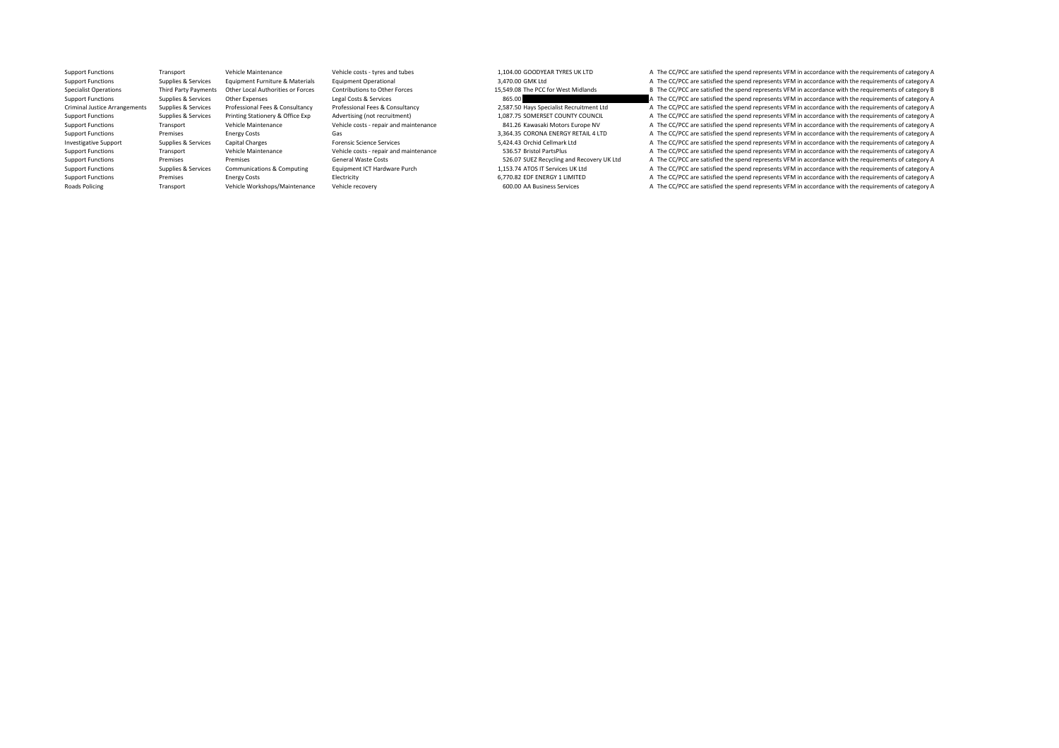| | | | | | | | |
|---|---|---|---|---|---|---|---|
| Support Functions | Transport | Vehicle Maintenance | Vehicle costs - tyres and tubes | 1,104.00 | GOODYEAR TYRES UK LTD | A | The CC/PCC are satisfied the spend represents VFM in accordance with the requirements of category A |
| Support Functions | Supplies & Services | Equipment Furniture & Materials | Equipment Operational | 3,470.00 | GMK Ltd | A | The CC/PCC are satisfied the spend represents VFM in accordance with the requirements of category A |
| Specialist Operations | Third Party Payments | Other Local Authorities or Forces | Contributions to Other Forces | 15,549.08 | The PCC for West Midlands | B | The CC/PCC are satisfied the spend represents VFM in accordance with the requirements of category B |
| Support Functions | Supplies & Services | Other Expenses | Legal Costs & Services | 865.00 | | A | The CC/PCC are satisfied the spend represents VFM in accordance with the requirements of category A |
| Criminal Justice Arrangements | Supplies & Services | Professional Fees & Consultancy | Professional Fees & Consultancy | 2,587.50 | Hays Specialist Recruitment Ltd | A | The CC/PCC are satisfied the spend represents VFM in accordance with the requirements of category A |
| Support Functions | Supplies & Services | Printing Stationery & Office Exp | Advertising (not recruitment) | 1,087.75 | SOMERSET COUNTY COUNCIL | A | The CC/PCC are satisfied the spend represents VFM in accordance with the requirements of category A |
| Support Functions | Transport | Vehicle Maintenance | Vehicle costs - repair and maintenance | 841.26 | Kawasaki Motors Europe NV | A | The CC/PCC are satisfied the spend represents VFM in accordance with the requirements of category A |
| Support Functions | Premises | Energy Costs | Gas | 3,364.35 | CORONA ENERGY RETAIL 4 LTD | A | The CC/PCC are satisfied the spend represents VFM in accordance with the requirements of category A |
| Investigative Support | Supplies & Services | Capital Charges | Forensic Science Services | 5,424.43 | Orchid Cellmark Ltd | A | The CC/PCC are satisfied the spend represents VFM in accordance with the requirements of category A |
| Support Functions | Transport | Vehicle Maintenance | Vehicle costs - repair and maintenance | 536.57 | Bristol PartsPlus | A | The CC/PCC are satisfied the spend represents VFM in accordance with the requirements of category A |
| Support Functions | Premises | Premises | General Waste Costs | 526.07 | SUEZ Recycling and Recovery UK Ltd | A | The CC/PCC are satisfied the spend represents VFM in accordance with the requirements of category A |
| Support Functions | Supplies & Services | Communications & Computing | Equipment ICT Hardware Purch | 1,153.74 | ATOS IT Services UK Ltd | A | The CC/PCC are satisfied the spend represents VFM in accordance with the requirements of category A |
| Support Functions | Premises | Energy Costs | Electricity | 6,770.82 | EDF ENERGY 1 LIMITED | A | The CC/PCC are satisfied the spend represents VFM in accordance with the requirements of category A |
| Roads Policing | Transport | Vehicle Workshops/Maintenance | Vehicle recovery | 600.00 | AA Business Services | A | The CC/PCC are satisfied the spend represents VFM in accordance with the requirements of category A |